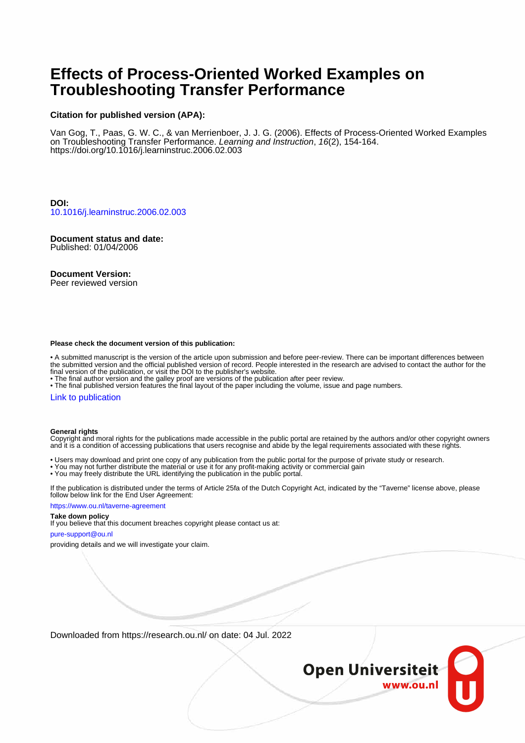# Effects of Process-Oriented Worked Examples on Troubleshooting Transfer Performance

**Citation for published version (APA):**

Van Gog, T., Paas, G. W. C., & van Merrienboer, J. J. G. (2006). Effects of Process-Oriented Worked Examples on Troubleshooting Transfer Performance. *Learning and Instruction*, *16*(2), 154-164. https://doi.org/10.1016/j.learninstruc.2006.02.003

**DOI:**
10.1016/j.learninstruc.2006.02.003

**Document status and date:**
Published: 01/04/2006

**Document Version:**
Peer reviewed version

**Please check the document version of this publication:**

• A submitted manuscript is the version of the article upon submission and before peer-review. There can be important differences between the submitted version and the official published version of record. People interested in the research are advised to contact the author for the final version of the publication, or visit the DOI to the publisher's website.
• The final author version and the galley proof are versions of the publication after peer review.
• The final published version features the final layout of the paper including the volume, issue and page numbers.

Link to publication

**General rights**
Copyright and moral rights for the publications made accessible in the public portal are retained by the authors and/or other copyright owners and it is a condition of accessing publications that users recognise and abide by the legal requirements associated with these rights.

• Users may download and print one copy of any publication from the public portal for the purpose of private study or research.
• You may not further distribute the material or use it for any profit-making activity or commercial gain
• You may freely distribute the URL identifying the publication in the public portal.

If the publication is distributed under the terms of Article 25fa of the Dutch Copyright Act, indicated by the "Taverne" license above, please follow below link for the End User Agreement:

https://www.ou.nl/taverne-agreement

**Take down policy**
If you believe that this document breaches copyright please contact us at:

pure-support@ou.nl

providing details and we will investigate your claim.

Downloaded from https://research.ou.nl/ on date: 04 Jul. 2022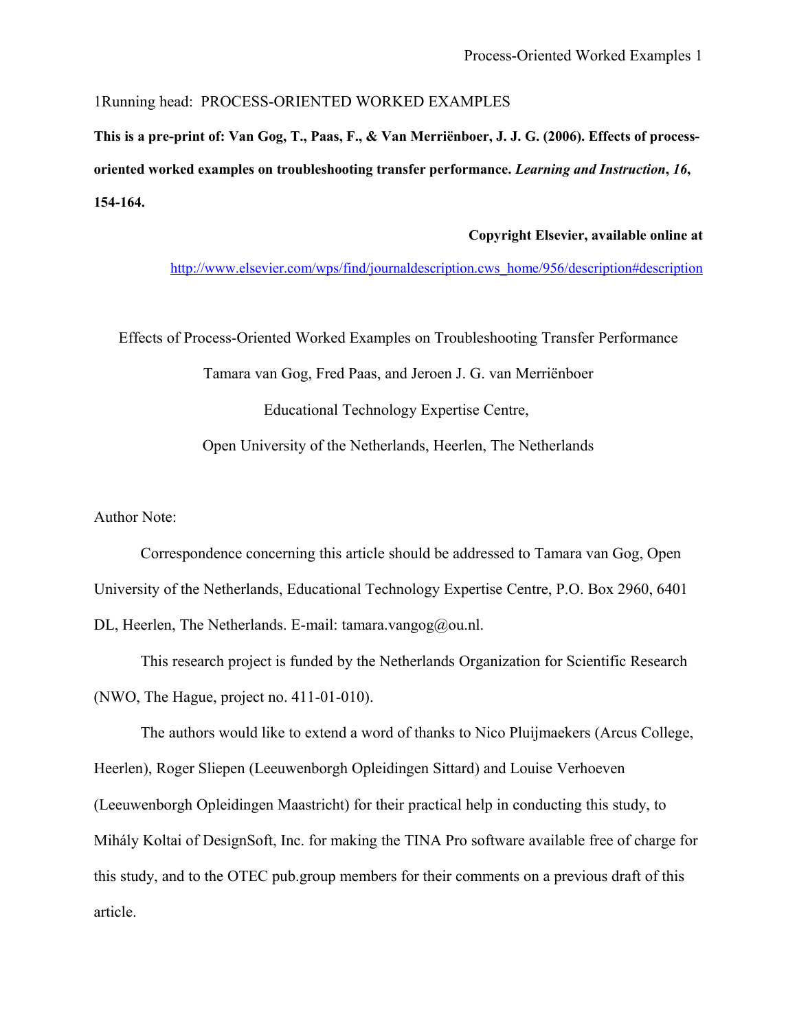1Running head: PROCESS-ORIENTED WORKED EXAMPLES

**This is a pre-print of: Van Gog, T., Paas, F., & Van Merriënboer, J. J. G. (2006). Effects of process-oriented worked examples on troubleshooting transfer performance. *Learning and Instruction*, *16*, 154-164.**

**Copyright Elsevier, available online at**

http://www.elsevier.com/wps/find/journaldescription.cws_home/956/description#description

Effects of Process-Oriented Worked Examples on Troubleshooting Transfer Performance

Tamara van Gog, Fred Paas, and Jeroen J. G. van Merriënboer

Educational Technology Expertise Centre,

Open University of the Netherlands, Heerlen, The Netherlands

Author Note:

Correspondence concerning this article should be addressed to Tamara van Gog, Open University of the Netherlands, Educational Technology Expertise Centre, P.O. Box 2960, 6401 DL, Heerlen, The Netherlands. E-mail: tamara.vangog@ou.nl.

This research project is funded by the Netherlands Organization for Scientific Research (NWO, The Hague, project no. 411-01-010).

The authors would like to extend a word of thanks to Nico Pluijmaekers (Arcus College, Heerlen), Roger Sliepen (Leeuwenborgh Opleidingen Sittard) and Louise Verhoeven (Leeuwenborgh Opleidingen Maastricht) for their practical help in conducting this study, to Mihály Koltai of DesignSoft, Inc. for making the TINA Pro software available free of charge for this study, and to the OTEC pub.group members for their comments on a previous draft of this article.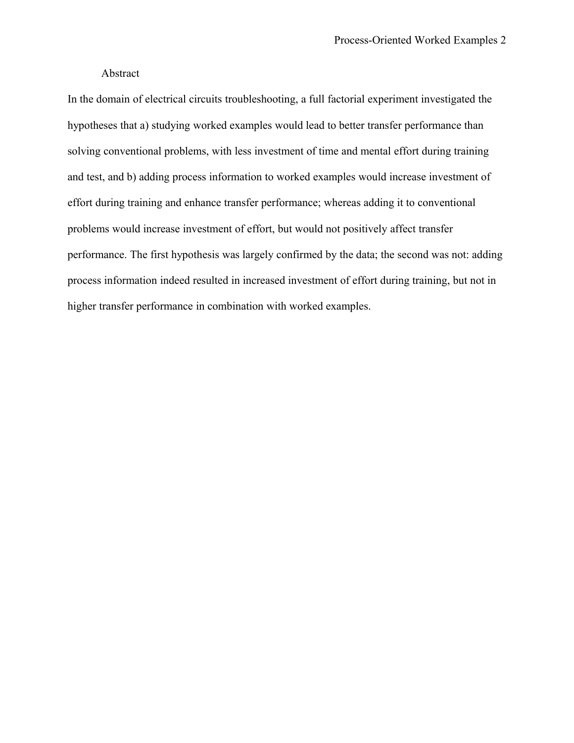## Abstract

In the domain of electrical circuits troubleshooting, a full factorial experiment investigated the hypotheses that a) studying worked examples would lead to better transfer performance than solving conventional problems, with less investment of time and mental effort during training and test, and b) adding process information to worked examples would increase investment of effort during training and enhance transfer performance; whereas adding it to conventional problems would increase investment of effort, but would not positively affect transfer performance. The first hypothesis was largely confirmed by the data; the second was not: adding process information indeed resulted in increased investment of effort during training, but not in higher transfer performance in combination with worked examples.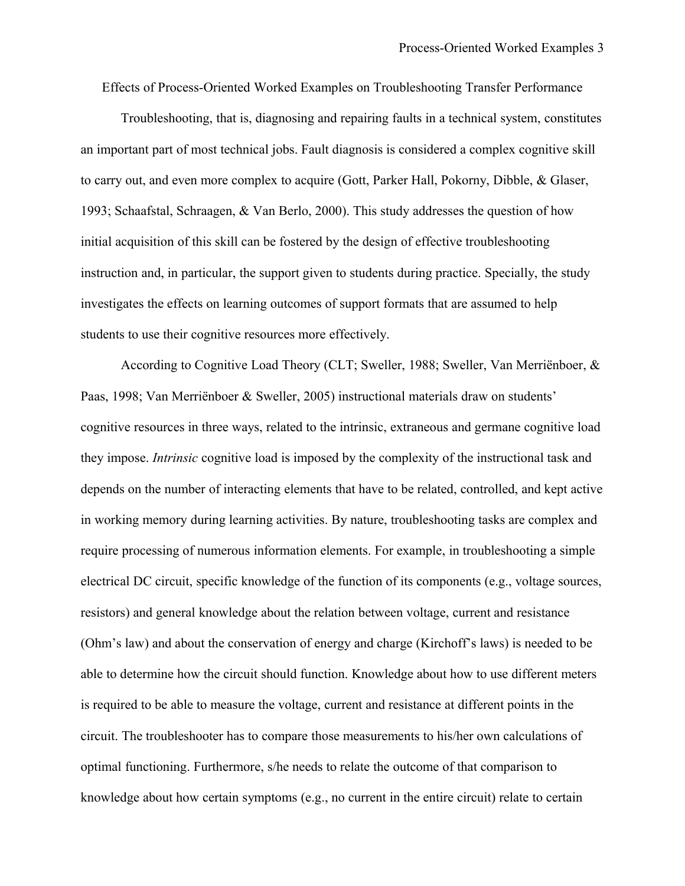# Effects of Process-Oriented Worked Examples on Troubleshooting Transfer Performance

Troubleshooting, that is, diagnosing and repairing faults in a technical system, constitutes an important part of most technical jobs. Fault diagnosis is considered a complex cognitive skill to carry out, and even more complex to acquire (Gott, Parker Hall, Pokorny, Dibble, & Glaser, 1993; Schaafstal, Schraagen, & Van Berlo, 2000). This study addresses the question of how initial acquisition of this skill can be fostered by the design of effective troubleshooting instruction and, in particular, the support given to students during practice. Specially, the study investigates the effects on learning outcomes of support formats that are assumed to help students to use their cognitive resources more effectively.

According to Cognitive Load Theory (CLT; Sweller, 1988; Sweller, Van Merriënboer, & Paas, 1998; Van Merriënboer & Sweller, 2005) instructional materials draw on students' cognitive resources in three ways, related to the intrinsic, extraneous and germane cognitive load they impose. *Intrinsic* cognitive load is imposed by the complexity of the instructional task and depends on the number of interacting elements that have to be related, controlled, and kept active in working memory during learning activities. By nature, troubleshooting tasks are complex and require processing of numerous information elements. For example, in troubleshooting a simple electrical DC circuit, specific knowledge of the function of its components (e.g., voltage sources, resistors) and general knowledge about the relation between voltage, current and resistance (Ohm's law) and about the conservation of energy and charge (Kirchoff's laws) is needed to be able to determine how the circuit should function. Knowledge about how to use different meters is required to be able to measure the voltage, current and resistance at different points in the circuit. The troubleshooter has to compare those measurements to his/her own calculations of optimal functioning. Furthermore, s/he needs to relate the outcome of that comparison to knowledge about how certain symptoms (e.g., no current in the entire circuit) relate to certain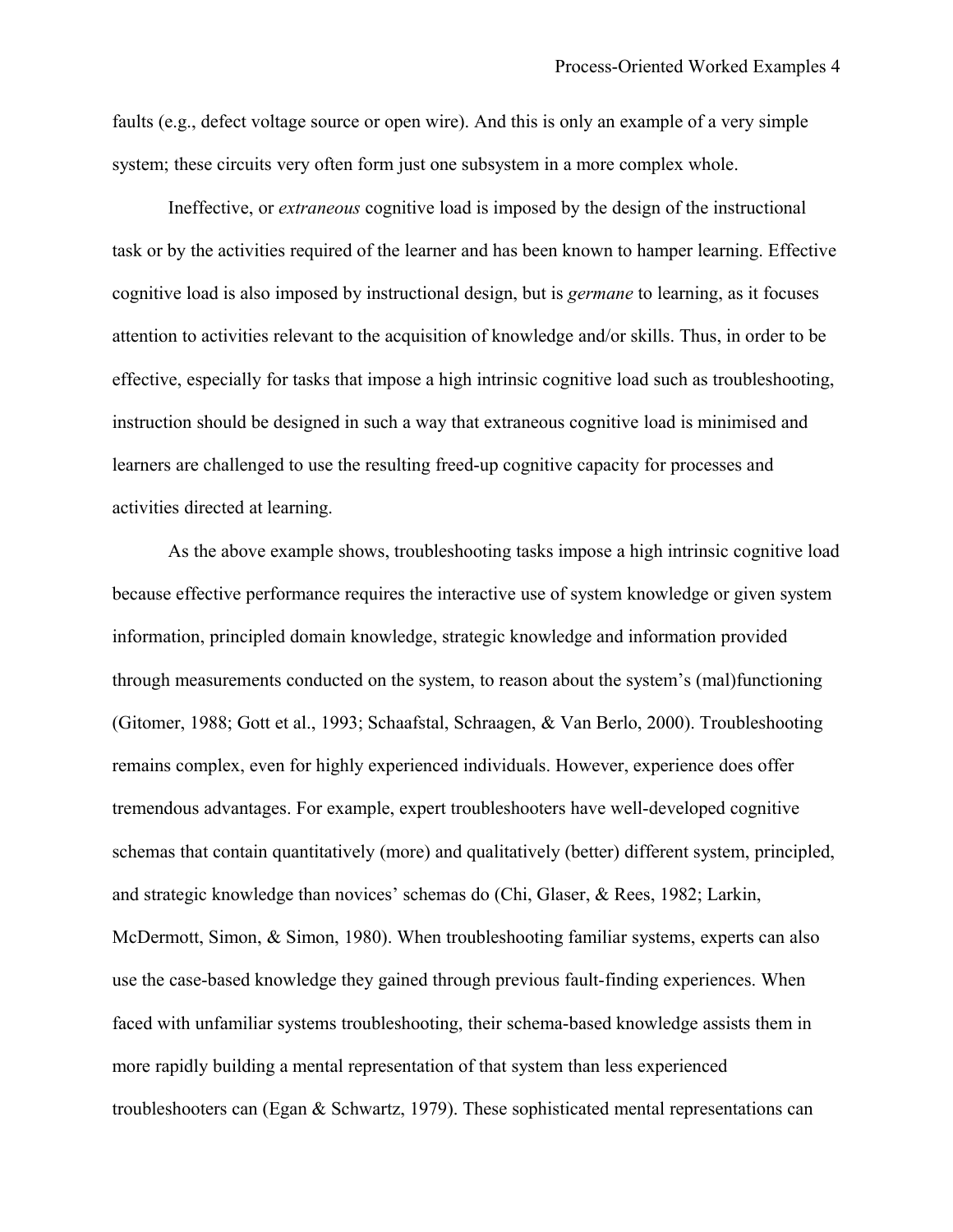faults (e.g., defect voltage source or open wire). And this is only an example of a very simple system; these circuits very often form just one subsystem in a more complex whole.

Ineffective, or *extraneous* cognitive load is imposed by the design of the instructional task or by the activities required of the learner and has been known to hamper learning. Effective cognitive load is also imposed by instructional design, but is *germane* to learning, as it focuses attention to activities relevant to the acquisition of knowledge and/or skills. Thus, in order to be effective, especially for tasks that impose a high intrinsic cognitive load such as troubleshooting, instruction should be designed in such a way that extraneous cognitive load is minimised and learners are challenged to use the resulting freed-up cognitive capacity for processes and activities directed at learning.

As the above example shows, troubleshooting tasks impose a high intrinsic cognitive load because effective performance requires the interactive use of system knowledge or given system information, principled domain knowledge, strategic knowledge and information provided through measurements conducted on the system, to reason about the system's (mal)functioning (Gitomer, 1988; Gott et al., 1993; Schaafstal, Schraagen, & Van Berlo, 2000). Troubleshooting remains complex, even for highly experienced individuals. However, experience does offer tremendous advantages. For example, expert troubleshooters have well-developed cognitive schemas that contain quantitatively (more) and qualitatively (better) different system, principled, and strategic knowledge than novices' schemas do (Chi, Glaser, & Rees, 1982; Larkin, McDermott, Simon, & Simon, 1980). When troubleshooting familiar systems, experts can also use the case-based knowledge they gained through previous fault-finding experiences. When faced with unfamiliar systems troubleshooting, their schema-based knowledge assists them in more rapidly building a mental representation of that system than less experienced troubleshooters can (Egan & Schwartz, 1979). These sophisticated mental representations can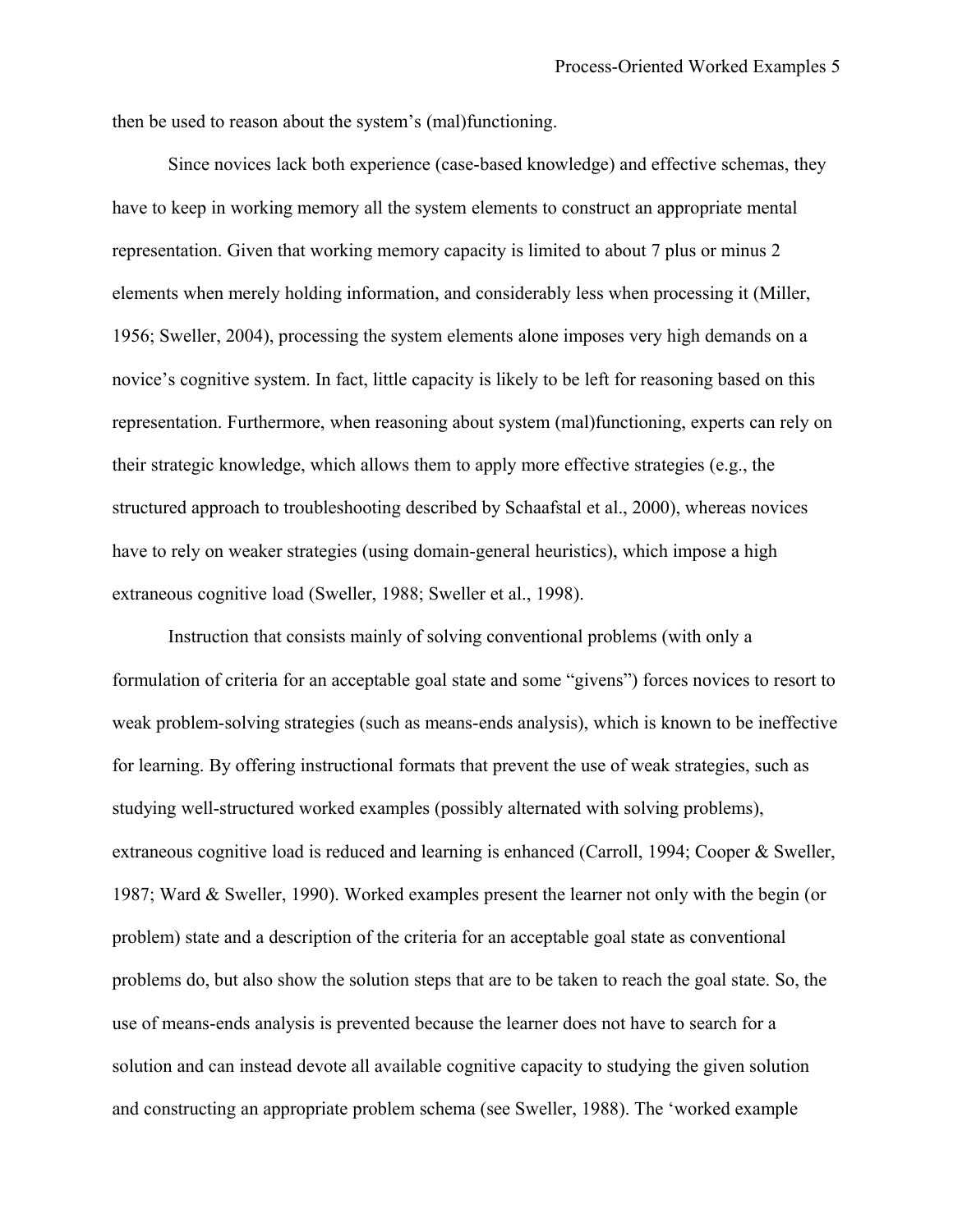then be used to reason about the system's (mal)functioning.

Since novices lack both experience (case-based knowledge) and effective schemas, they have to keep in working memory all the system elements to construct an appropriate mental representation. Given that working memory capacity is limited to about 7 plus or minus 2 elements when merely holding information, and considerably less when processing it (Miller, 1956; Sweller, 2004), processing the system elements alone imposes very high demands on a novice's cognitive system. In fact, little capacity is likely to be left for reasoning based on this representation. Furthermore, when reasoning about system (mal)functioning, experts can rely on their strategic knowledge, which allows them to apply more effective strategies (e.g., the structured approach to troubleshooting described by Schaafstal et al., 2000), whereas novices have to rely on weaker strategies (using domain-general heuristics), which impose a high extraneous cognitive load (Sweller, 1988; Sweller et al., 1998).

Instruction that consists mainly of solving conventional problems (with only a formulation of criteria for an acceptable goal state and some "givens") forces novices to resort to weak problem-solving strategies (such as means-ends analysis), which is known to be ineffective for learning. By offering instructional formats that prevent the use of weak strategies, such as studying well-structured worked examples (possibly alternated with solving problems), extraneous cognitive load is reduced and learning is enhanced (Carroll, 1994; Cooper & Sweller, 1987; Ward & Sweller, 1990). Worked examples present the learner not only with the begin (or problem) state and a description of the criteria for an acceptable goal state as conventional problems do, but also show the solution steps that are to be taken to reach the goal state. So, the use of means-ends analysis is prevented because the learner does not have to search for a solution and can instead devote all available cognitive capacity to studying the given solution and constructing an appropriate problem schema (see Sweller, 1988). The 'worked example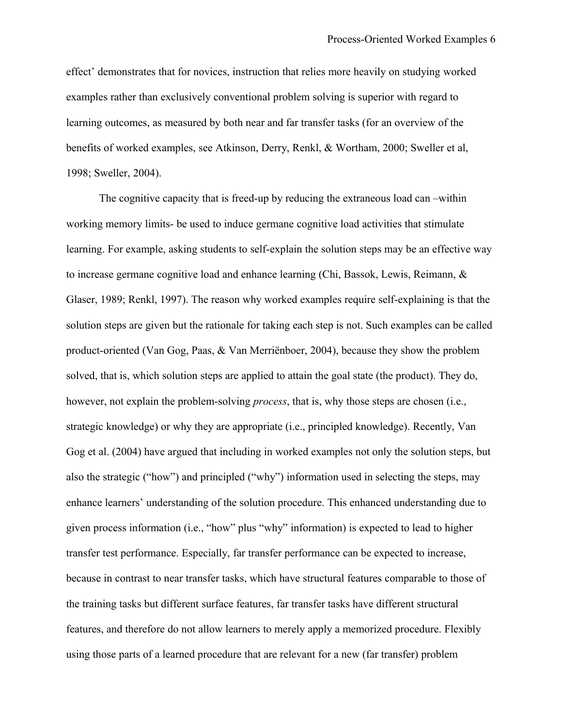effect' demonstrates that for novices, instruction that relies more heavily on studying worked examples rather than exclusively conventional problem solving is superior with regard to learning outcomes, as measured by both near and far transfer tasks (for an overview of the benefits of worked examples, see Atkinson, Derry, Renkl, & Wortham, 2000; Sweller et al, 1998; Sweller, 2004).

The cognitive capacity that is freed-up by reducing the extraneous load can –within working memory limits- be used to induce germane cognitive load activities that stimulate learning. For example, asking students to self-explain the solution steps may be an effective way to increase germane cognitive load and enhance learning (Chi, Bassok, Lewis, Reimann, & Glaser, 1989; Renkl, 1997). The reason why worked examples require self-explaining is that the solution steps are given but the rationale for taking each step is not. Such examples can be called product-oriented (Van Gog, Paas, & Van Merriënboer, 2004), because they show the problem solved, that is, which solution steps are applied to attain the goal state (the product). They do, however, not explain the problem-solving *process*, that is, why those steps are chosen (i.e., strategic knowledge) or why they are appropriate (i.e., principled knowledge). Recently, Van Gog et al. (2004) have argued that including in worked examples not only the solution steps, but also the strategic ("how") and principled ("why") information used in selecting the steps, may enhance learners' understanding of the solution procedure. This enhanced understanding due to given process information (i.e., "how" plus "why" information) is expected to lead to higher transfer test performance. Especially, far transfer performance can be expected to increase, because in contrast to near transfer tasks, which have structural features comparable to those of the training tasks but different surface features, far transfer tasks have different structural features, and therefore do not allow learners to merely apply a memorized procedure. Flexibly using those parts of a learned procedure that are relevant for a new (far transfer) problem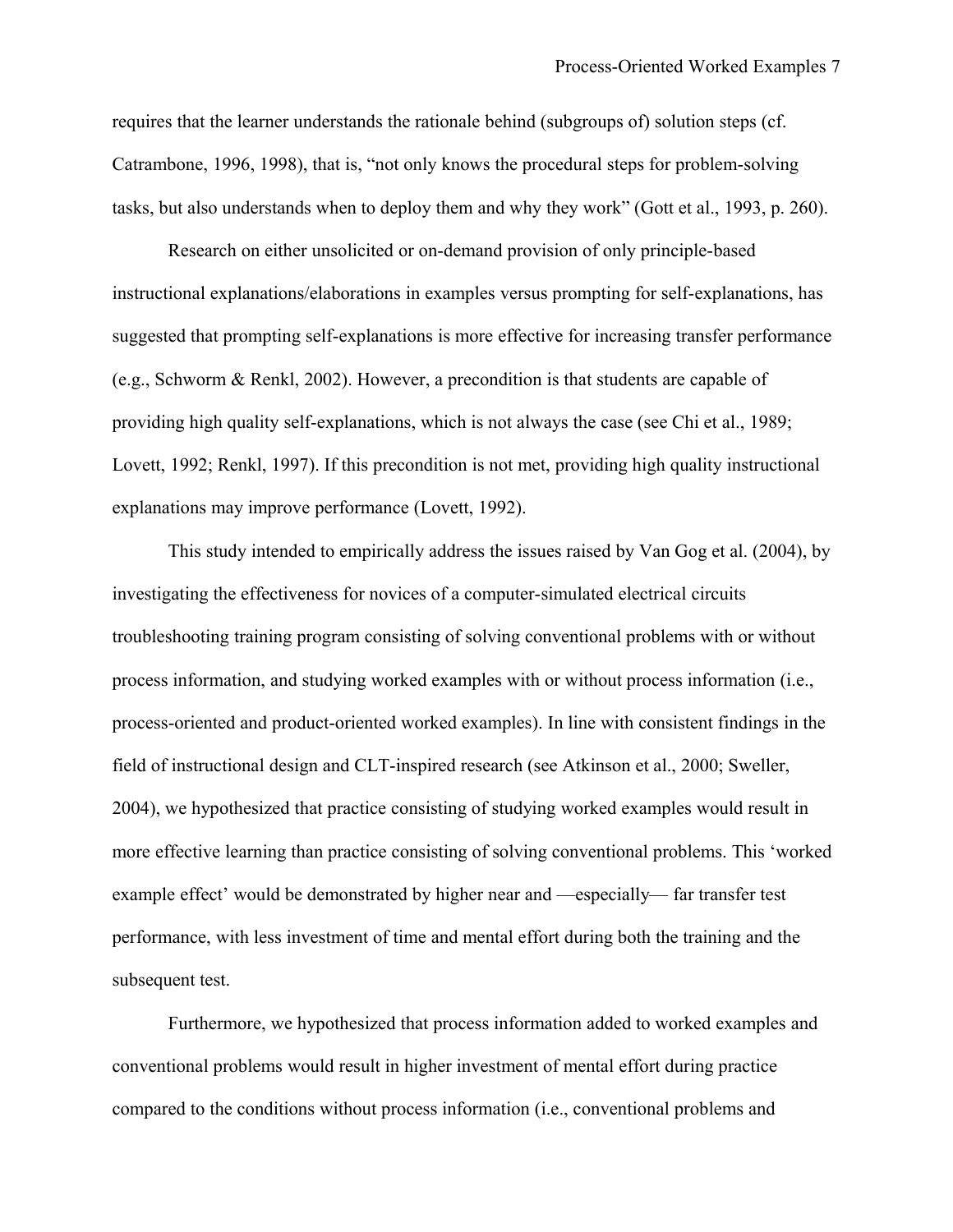requires that the learner understands the rationale behind (subgroups of) solution steps (cf. Catrambone, 1996, 1998), that is, "not only knows the procedural steps for problem-solving tasks, but also understands when to deploy them and why they work" (Gott et al., 1993, p. 260).

Research on either unsolicited or on-demand provision of only principle-based instructional explanations/elaborations in examples versus prompting for self-explanations, has suggested that prompting self-explanations is more effective for increasing transfer performance (e.g., Schworm & Renkl, 2002). However, a precondition is that students are capable of providing high quality self-explanations, which is not always the case (see Chi et al., 1989; Lovett, 1992; Renkl, 1997). If this precondition is not met, providing high quality instructional explanations may improve performance (Lovett, 1992).

This study intended to empirically address the issues raised by Van Gog et al. (2004), by investigating the effectiveness for novices of a computer-simulated electrical circuits troubleshooting training program consisting of solving conventional problems with or without process information, and studying worked examples with or without process information (i.e., process-oriented and product-oriented worked examples). In line with consistent findings in the field of instructional design and CLT-inspired research (see Atkinson et al., 2000; Sweller, 2004), we hypothesized that practice consisting of studying worked examples would result in more effective learning than practice consisting of solving conventional problems. This 'worked example effect' would be demonstrated by higher near and —especially— far transfer test performance, with less investment of time and mental effort during both the training and the subsequent test.

Furthermore, we hypothesized that process information added to worked examples and conventional problems would result in higher investment of mental effort during practice compared to the conditions without process information (i.e., conventional problems and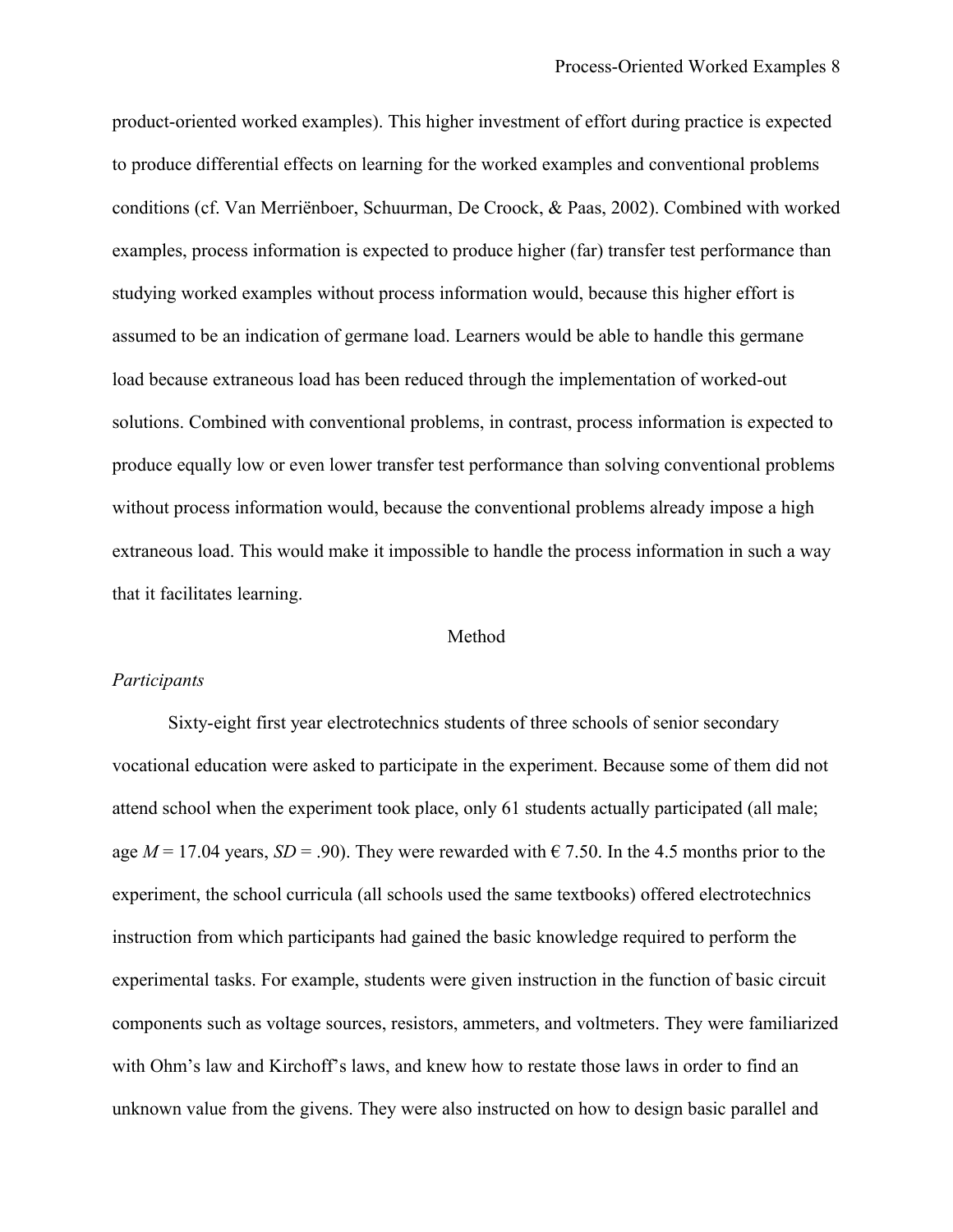product-oriented worked examples). This higher investment of effort during practice is expected to produce differential effects on learning for the worked examples and conventional problems conditions (cf. Van Merriënboer, Schuurman, De Croock, & Paas, 2002). Combined with worked examples, process information is expected to produce higher (far) transfer test performance than studying worked examples without process information would, because this higher effort is assumed to be an indication of germane load. Learners would be able to handle this germane load because extraneous load has been reduced through the implementation of worked-out solutions. Combined with conventional problems, in contrast, process information is expected to produce equally low or even lower transfer test performance than solving conventional problems without process information would, because the conventional problems already impose a high extraneous load. This would make it impossible to handle the process information in such a way that it facilitates learning.

## Method

### *Participants*

Sixty-eight first year electrotechnics students of three schools of senior secondary vocational education were asked to participate in the experiment. Because some of them did not attend school when the experiment took place, only 61 students actually participated (all male; age $M = 17.04$ years, $SD = .90$). They were rewarded with € 7.50. In the 4.5 months prior to the experiment, the school curricula (all schools used the same textbooks) offered electrotechnics instruction from which participants had gained the basic knowledge required to perform the experimental tasks. For example, students were given instruction in the function of basic circuit components such as voltage sources, resistors, ammeters, and voltmeters. They were familiarized with Ohm's law and Kirchoff's laws, and knew how to restate those laws in order to find an unknown value from the givens. They were also instructed on how to design basic parallel and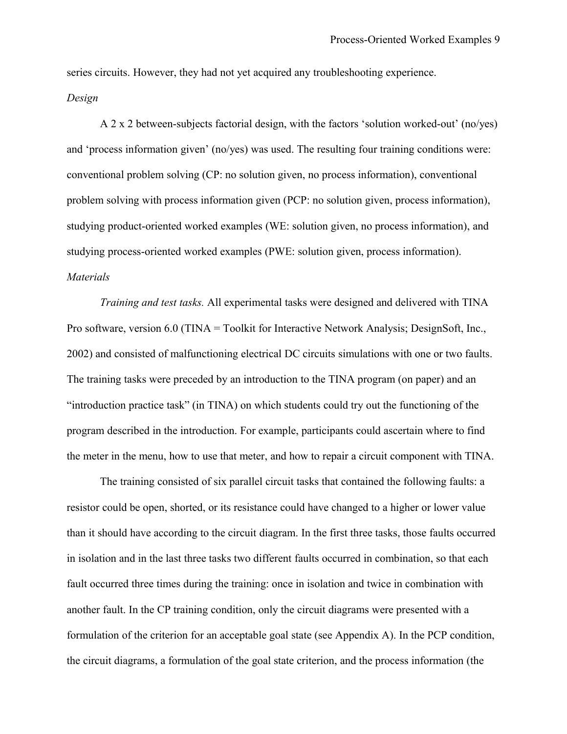series circuits. However, they had not yet acquired any troubleshooting experience.

*Design*

A 2 x 2 between-subjects factorial design, with the factors 'solution worked-out' (no/yes) and 'process information given' (no/yes) was used. The resulting four training conditions were: conventional problem solving (CP: no solution given, no process information), conventional problem solving with process information given (PCP: no solution given, process information), studying product-oriented worked examples (WE: solution given, no process information), and studying process-oriented worked examples (PWE: solution given, process information).

*Materials*

*Training and test tasks.* All experimental tasks were designed and delivered with TINA Pro software, version 6.0 (TINA = Toolkit for Interactive Network Analysis; DesignSoft, Inc., 2002) and consisted of malfunctioning electrical DC circuits simulations with one or two faults. The training tasks were preceded by an introduction to the TINA program (on paper) and an "introduction practice task" (in TINA) on which students could try out the functioning of the program described in the introduction. For example, participants could ascertain where to find the meter in the menu, how to use that meter, and how to repair a circuit component with TINA.

The training consisted of six parallel circuit tasks that contained the following faults: a resistor could be open, shorted, or its resistance could have changed to a higher or lower value than it should have according to the circuit diagram. In the first three tasks, those faults occurred in isolation and in the last three tasks two different faults occurred in combination, so that each fault occurred three times during the training: once in isolation and twice in combination with another fault. In the CP training condition, only the circuit diagrams were presented with a formulation of the criterion for an acceptable goal state (see Appendix A). In the PCP condition, the circuit diagrams, a formulation of the goal state criterion, and the process information (the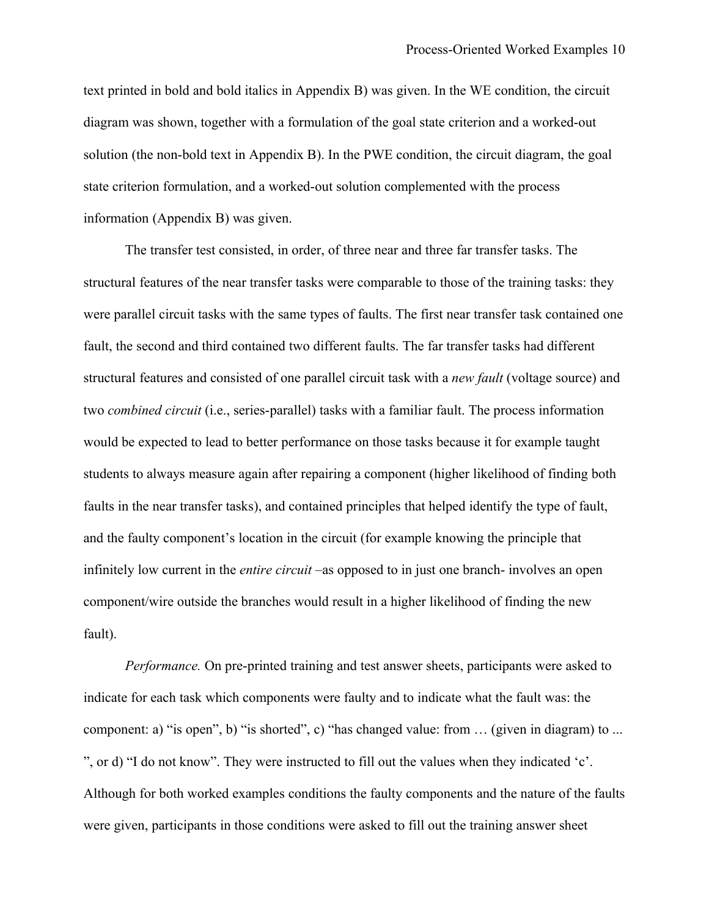text printed in bold and bold italics in Appendix B) was given. In the WE condition, the circuit diagram was shown, together with a formulation of the goal state criterion and a worked-out solution (the non-bold text in Appendix B). In the PWE condition, the circuit diagram, the goal state criterion formulation, and a worked-out solution complemented with the process information (Appendix B) was given.

The transfer test consisted, in order, of three near and three far transfer tasks. The structural features of the near transfer tasks were comparable to those of the training tasks: they were parallel circuit tasks with the same types of faults. The first near transfer task contained one fault, the second and third contained two different faults. The far transfer tasks had different structural features and consisted of one parallel circuit task with a *new fault* (voltage source) and two *combined circuit* (i.e., series-parallel) tasks with a familiar fault. The process information would be expected to lead to better performance on those tasks because it for example taught students to always measure again after repairing a component (higher likelihood of finding both faults in the near transfer tasks), and contained principles that helped identify the type of fault, and the faulty component's location in the circuit (for example knowing the principle that infinitely low current in the *entire circuit* –as opposed to in just one branch- involves an open component/wire outside the branches would result in a higher likelihood of finding the new fault).

*Performance.* On pre-printed training and test answer sheets, participants were asked to indicate for each task which components were faulty and to indicate what the fault was: the component: a) "is open", b) "is shorted", c) "has changed value: from … (given in diagram) to ... ", or d) "I do not know". They were instructed to fill out the values when they indicated 'c'. Although for both worked examples conditions the faulty components and the nature of the faults were given, participants in those conditions were asked to fill out the training answer sheet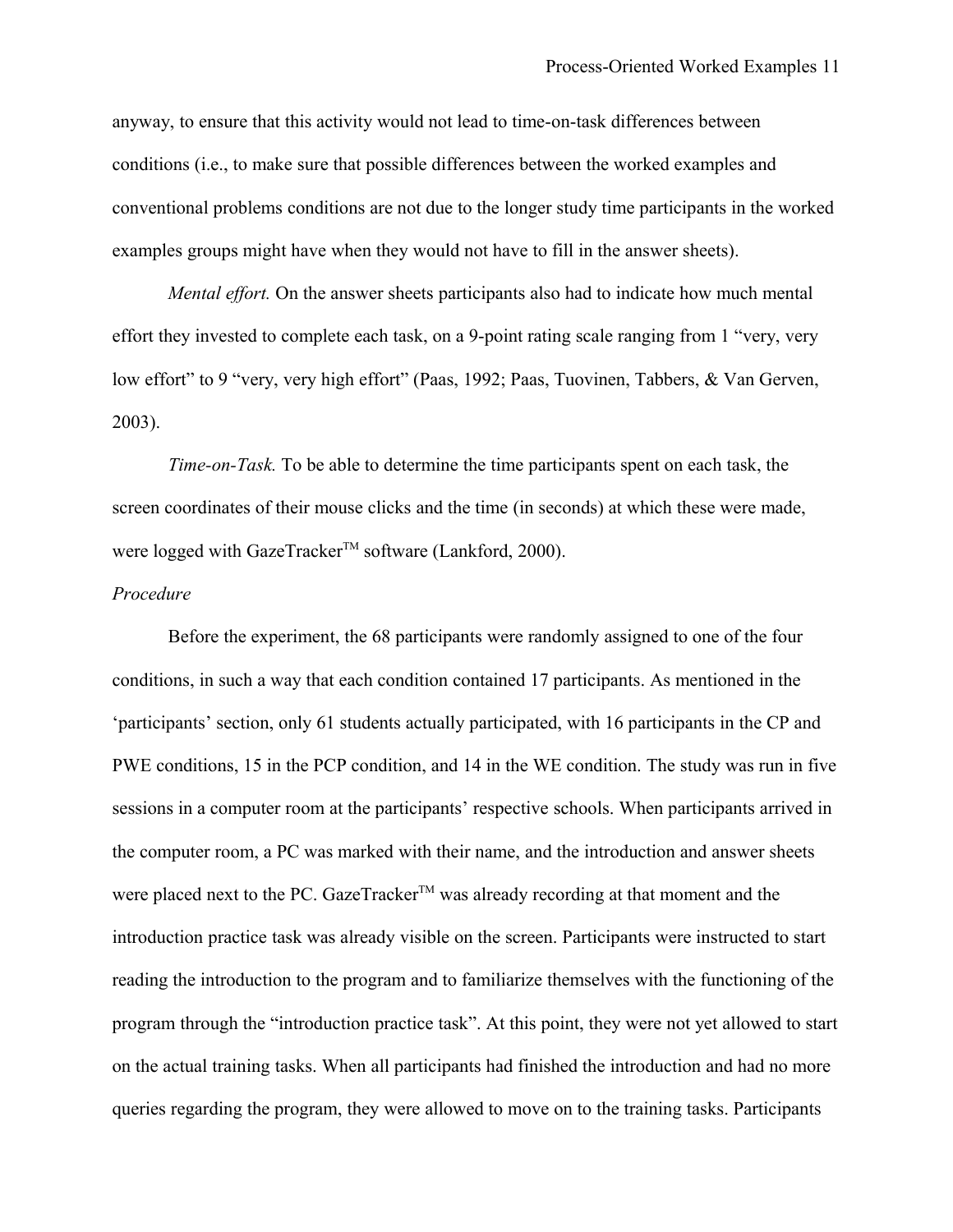anyway, to ensure that this activity would not lead to time-on-task differences between conditions (i.e., to make sure that possible differences between the worked examples and conventional problems conditions are not due to the longer study time participants in the worked examples groups might have when they would not have to fill in the answer sheets).

*Mental effort.* On the answer sheets participants also had to indicate how much mental effort they invested to complete each task, on a 9-point rating scale ranging from 1 "very, very low effort" to 9 "very, very high effort" (Paas, 1992; Paas, Tuovinen, Tabbers, & Van Gerven, 2003).

*Time-on-Task.* To be able to determine the time participants spent on each task, the screen coordinates of their mouse clicks and the time (in seconds) at which these were made, were logged with GazeTracker™ software (Lankford, 2000).

*Procedure*

Before the experiment, the 68 participants were randomly assigned to one of the four conditions, in such a way that each condition contained 17 participants. As mentioned in the 'participants' section, only 61 students actually participated, with 16 participants in the CP and PWE conditions, 15 in the PCP condition, and 14 in the WE condition. The study was run in five sessions in a computer room at the participants' respective schools. When participants arrived in the computer room, a PC was marked with their name, and the introduction and answer sheets were placed next to the PC. GazeTracker™ was already recording at that moment and the introduction practice task was already visible on the screen. Participants were instructed to start reading the introduction to the program and to familiarize themselves with the functioning of the program through the "introduction practice task". At this point, they were not yet allowed to start on the actual training tasks. When all participants had finished the introduction and had no more queries regarding the program, they were allowed to move on to the training tasks. Participants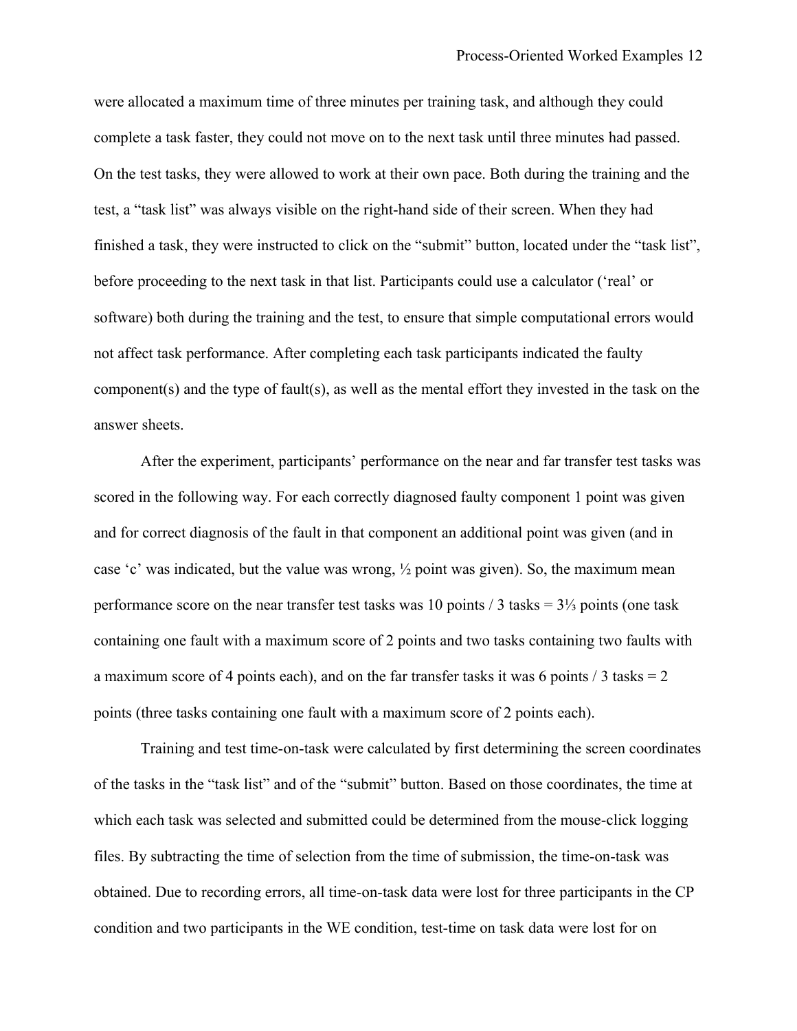were allocated a maximum time of three minutes per training task, and although they could complete a task faster, they could not move on to the next task until three minutes had passed. On the test tasks, they were allowed to work at their own pace. Both during the training and the test, a "task list" was always visible on the right-hand side of their screen. When they had finished a task, they were instructed to click on the "submit" button, located under the "task list", before proceeding to the next task in that list. Participants could use a calculator ('real' or software) both during the training and the test, to ensure that simple computational errors would not affect task performance. After completing each task participants indicated the faulty component(s) and the type of fault(s), as well as the mental effort they invested in the task on the answer sheets.

After the experiment, participants' performance on the near and far transfer test tasks was scored in the following way. For each correctly diagnosed faulty component 1 point was given and for correct diagnosis of the fault in that component an additional point was given (and in case 'c' was indicated, but the value was wrong, ½ point was given). So, the maximum mean performance score on the near transfer test tasks was 10 points / 3 tasks = 3⅓ points (one task containing one fault with a maximum score of 2 points and two tasks containing two faults with a maximum score of 4 points each), and on the far transfer tasks it was 6 points / 3 tasks = 2 points (three tasks containing one fault with a maximum score of 2 points each).

Training and test time-on-task were calculated by first determining the screen coordinates of the tasks in the "task list" and of the "submit" button. Based on those coordinates, the time at which each task was selected and submitted could be determined from the mouse-click logging files. By subtracting the time of selection from the time of submission, the time-on-task was obtained. Due to recording errors, all time-on-task data were lost for three participants in the CP condition and two participants in the WE condition, test-time on task data were lost for on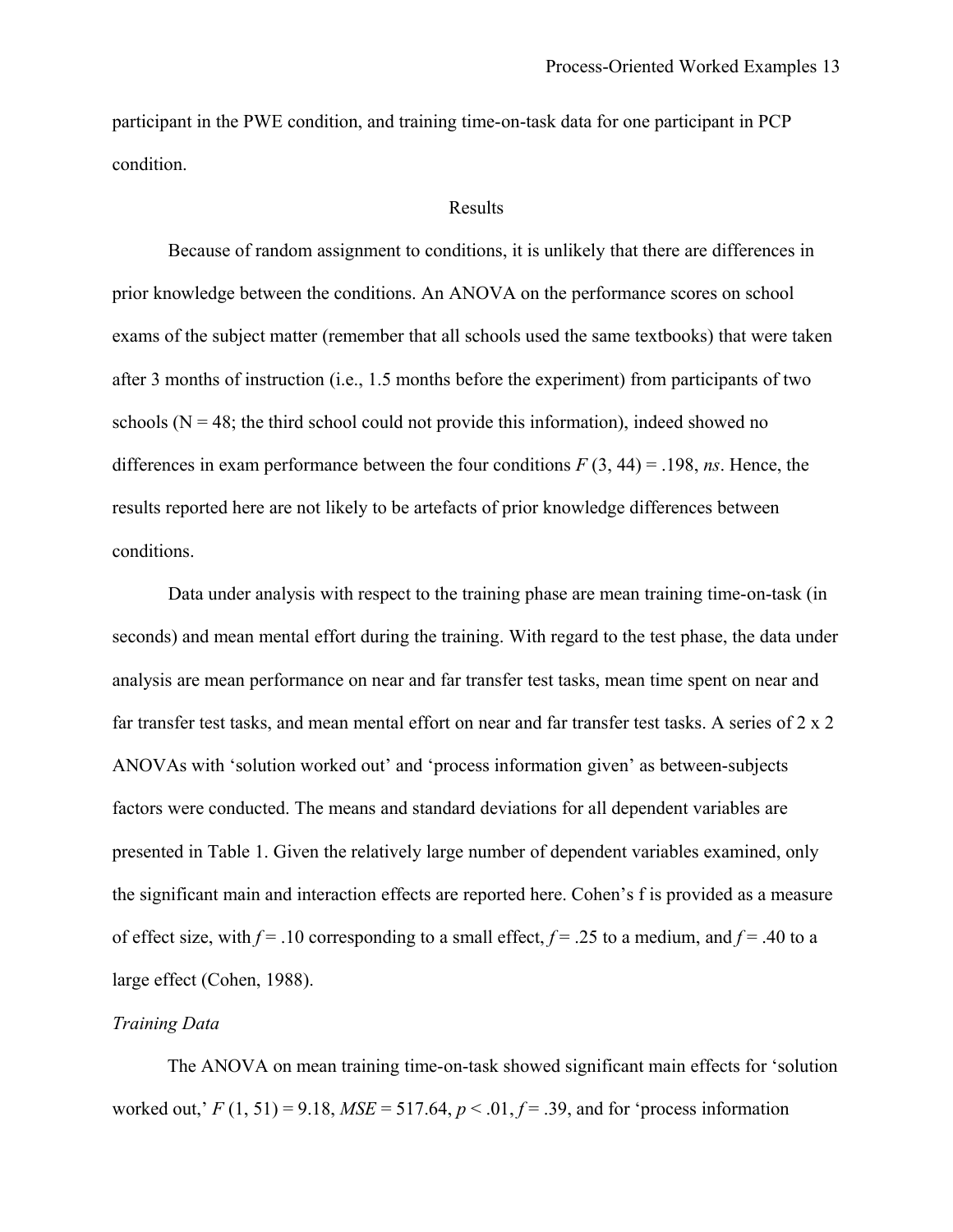participant in the PWE condition, and training time-on-task data for one participant in PCP condition.

## Results

Because of random assignment to conditions, it is unlikely that there are differences in prior knowledge between the conditions. An ANOVA on the performance scores on school exams of the subject matter (remember that all schools used the same textbooks) that were taken after 3 months of instruction (i.e., 1.5 months before the experiment) from participants of two schools ($N = 48$; the third school could not provide this information), indeed showed no differences in exam performance between the four conditions $F(3, 44) = .198$, *ns*. Hence, the results reported here are not likely to be artefacts of prior knowledge differences between conditions.

Data under analysis with respect to the training phase are mean training time-on-task (in seconds) and mean mental effort during the training. With regard to the test phase, the data under analysis are mean performance on near and far transfer test tasks, mean time spent on near and far transfer test tasks, and mean mental effort on near and far transfer test tasks. A series of 2 x 2 ANOVAs with 'solution worked out' and 'process information given' as between-subjects factors were conducted. The means and standard deviations for all dependent variables are presented in Table 1. Given the relatively large number of dependent variables examined, only the significant main and interaction effects are reported here. Cohen's f is provided as a measure of effect size, with $f = .10$ corresponding to a small effect, $f = .25$ to a medium, and $f = .40$ to a large effect (Cohen, 1988).

### *Training Data*

The ANOVA on mean training time-on-task showed significant main effects for 'solution worked out,' $F(1, 51) = 9.18$, $MSE = 517.64$, $p < .01$, $f = .39$, and for 'process information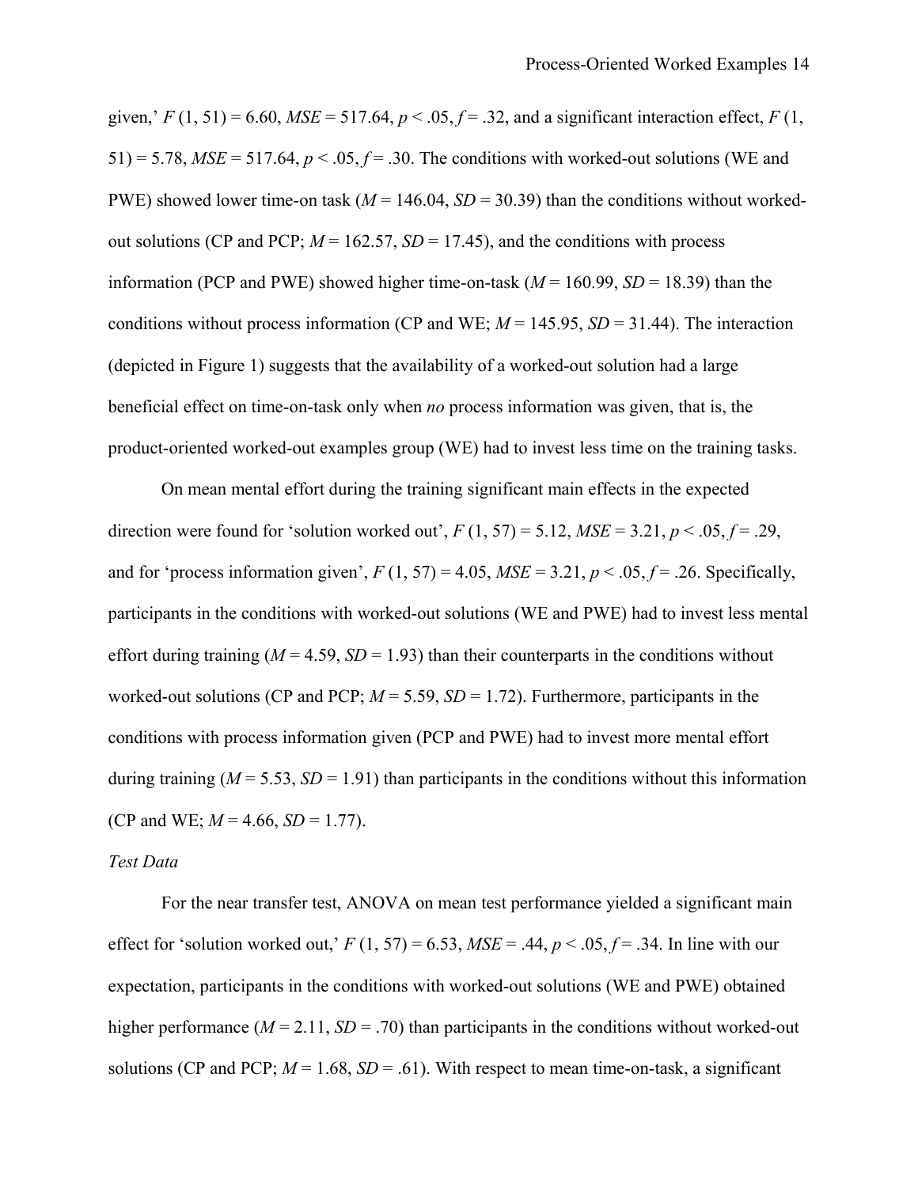given,' $F(1, 51) = 6.60$, $MSE = 517.64$, $p < .05$, $f = .32$, and a significant interaction effect, $F(1, 51) = 5.78$, $MSE = 517.64$, $p < .05$, $f = .30$. The conditions with worked-out solutions (WE and PWE) showed lower time-on task ($M = 146.04$, $SD = 30.39$) than the conditions without worked-out solutions (CP and PCP; $M = 162.57$, $SD = 17.45$), and the conditions with process information (PCP and PWE) showed higher time-on-task ($M = 160.99$, $SD = 18.39$) than the conditions without process information (CP and WE; $M = 145.95$, $SD = 31.44$). The interaction (depicted in Figure 1) suggests that the availability of a worked-out solution had a large beneficial effect on time-on-task only when *no* process information was given, that is, the product-oriented worked-out examples group (WE) had to invest less time on the training tasks.

On mean mental effort during the training significant main effects in the expected direction were found for 'solution worked out', $F(1, 57) = 5.12$, $MSE = 3.21$, $p < .05$, $f = .29$, and for 'process information given', $F(1, 57) = 4.05$, $MSE = 3.21$, $p < .05$, $f = .26$. Specifically, participants in the conditions with worked-out solutions (WE and PWE) had to invest less mental effort during training ($M = 4.59$, $SD = 1.93$) than their counterparts in the conditions without worked-out solutions (CP and PCP; $M = 5.59$, $SD = 1.72$). Furthermore, participants in the conditions with process information given (PCP and PWE) had to invest more mental effort during training ($M = 5.53$, $SD = 1.91$) than participants in the conditions without this information (CP and WE; $M = 4.66$, $SD = 1.77$).

*Test Data*

For the near transfer test, ANOVA on mean test performance yielded a significant main effect for 'solution worked out,' $F(1, 57) = 6.53$, $MSE = .44$, $p < .05$, $f = .34$. In line with our expectation, participants in the conditions with worked-out solutions (WE and PWE) obtained higher performance ($M = 2.11$, $SD = .70$) than participants in the conditions without worked-out solutions (CP and PCP; $M = 1.68$, $SD = .61$). With respect to mean time-on-task, a significant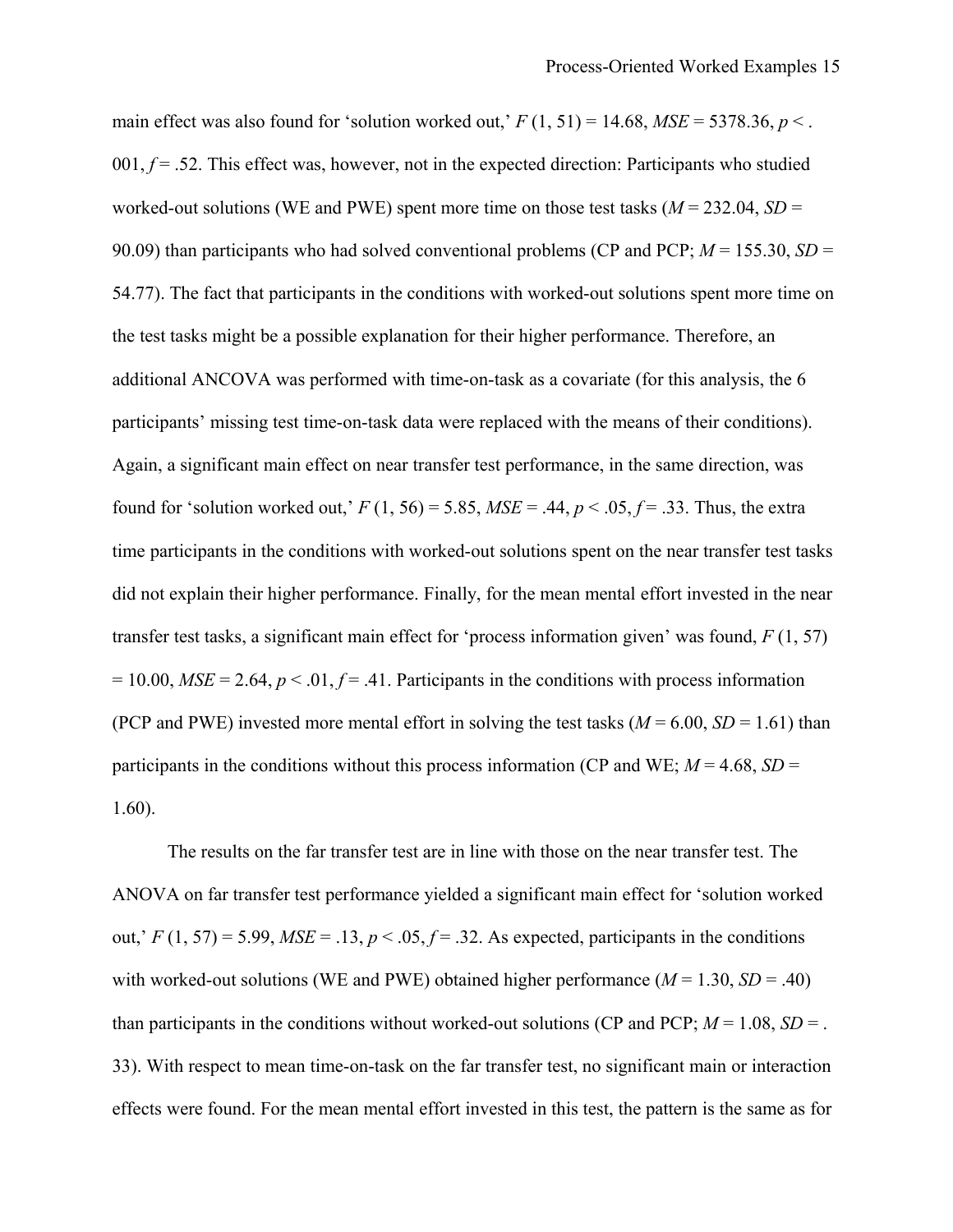main effect was also found for 'solution worked out,' $F(1, 51) = 14.68$, $MSE = 5378.36$, $p < .001$, $f = .52$. This effect was, however, not in the expected direction: Participants who studied worked-out solutions (WE and PWE) spent more time on those test tasks ($M = 232.04$, $SD = 90.09$) than participants who had solved conventional problems (CP and PCP; $M = 155.30$, $SD = 54.77$). The fact that participants in the conditions with worked-out solutions spent more time on the test tasks might be a possible explanation for their higher performance. Therefore, an additional ANCOVA was performed with time-on-task as a covariate (for this analysis, the 6 participants' missing test time-on-task data were replaced with the means of their conditions). Again, a significant main effect on near transfer test performance, in the same direction, was found for 'solution worked out,' $F(1, 56) = 5.85$, $MSE = .44$, $p < .05$, $f = .33$. Thus, the extra time participants in the conditions with worked-out solutions spent on the near transfer test tasks did not explain their higher performance. Finally, for the mean mental effort invested in the near transfer test tasks, a significant main effect for 'process information given' was found, $F(1, 57) = 10.00$, $MSE = 2.64$, $p < .01$, $f = .41$. Participants in the conditions with process information (PCP and PWE) invested more mental effort in solving the test tasks ($M = 6.00$, $SD = 1.61$) than participants in the conditions without this process information (CP and WE; $M = 4.68$, $SD = 1.60$).

The results on the far transfer test are in line with those on the near transfer test. The ANOVA on far transfer test performance yielded a significant main effect for 'solution worked out,' $F(1, 57) = 5.99$, $MSE = .13$, $p < .05$, $f = .32$. As expected, participants in the conditions with worked-out solutions (WE and PWE) obtained higher performance ($M = 1.30$, $SD = .40$) than participants in the conditions without worked-out solutions (CP and PCP; $M = 1.08$, $SD = .33$). With respect to mean time-on-task on the far transfer test, no significant main or interaction effects were found. For the mean mental effort invested in this test, the pattern is the same as for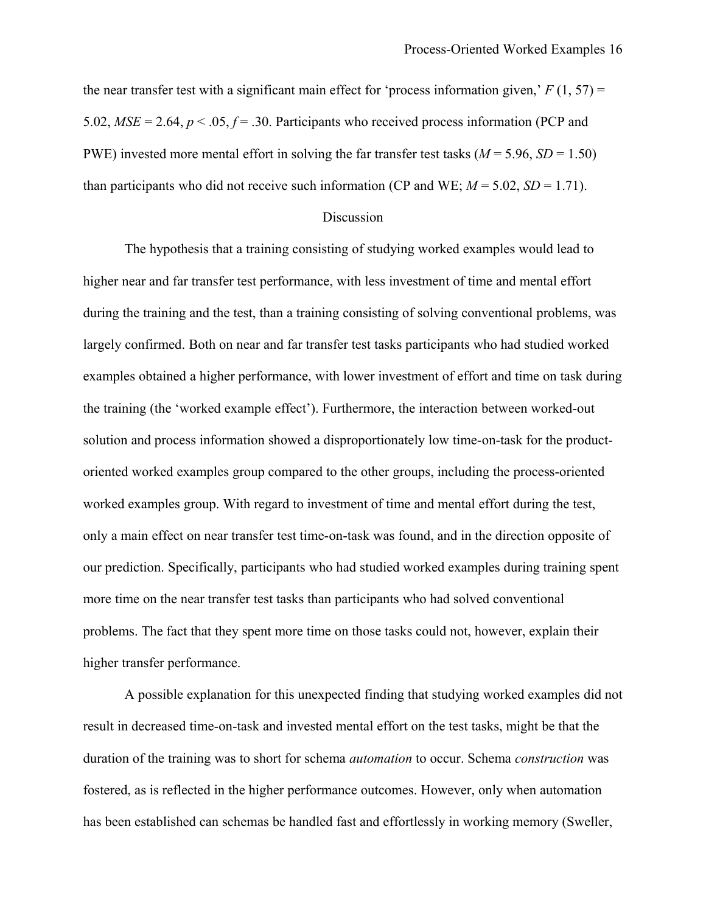the near transfer test with a significant main effect for 'process information given,' $F(1, 57) = 5.02$, $MSE = 2.64$, $p < .05$, $f = .30$. Participants who received process information (PCP and PWE) invested more mental effort in solving the far transfer test tasks ($M = 5.96$, $SD = 1.50$) than participants who did not receive such information (CP and WE; $M = 5.02$, $SD = 1.71$).

## Discussion

The hypothesis that a training consisting of studying worked examples would lead to higher near and far transfer test performance, with less investment of time and mental effort during the training and the test, than a training consisting of solving conventional problems, was largely confirmed. Both on near and far transfer test tasks participants who had studied worked examples obtained a higher performance, with lower investment of effort and time on task during the training (the 'worked example effect'). Furthermore, the interaction between worked-out solution and process information showed a disproportionately low time-on-task for the product-oriented worked examples group compared to the other groups, including the process-oriented worked examples group. With regard to investment of time and mental effort during the test, only a main effect on near transfer test time-on-task was found, and in the direction opposite of our prediction. Specifically, participants who had studied worked examples during training spent more time on the near transfer test tasks than participants who had solved conventional problems. The fact that they spent more time on those tasks could not, however, explain their higher transfer performance.

A possible explanation for this unexpected finding that studying worked examples did not result in decreased time-on-task and invested mental effort on the test tasks, might be that the duration of the training was to short for schema *automation* to occur. Schema *construction* was fostered, as is reflected in the higher performance outcomes. However, only when automation has been established can schemas be handled fast and effortlessly in working memory (Sweller,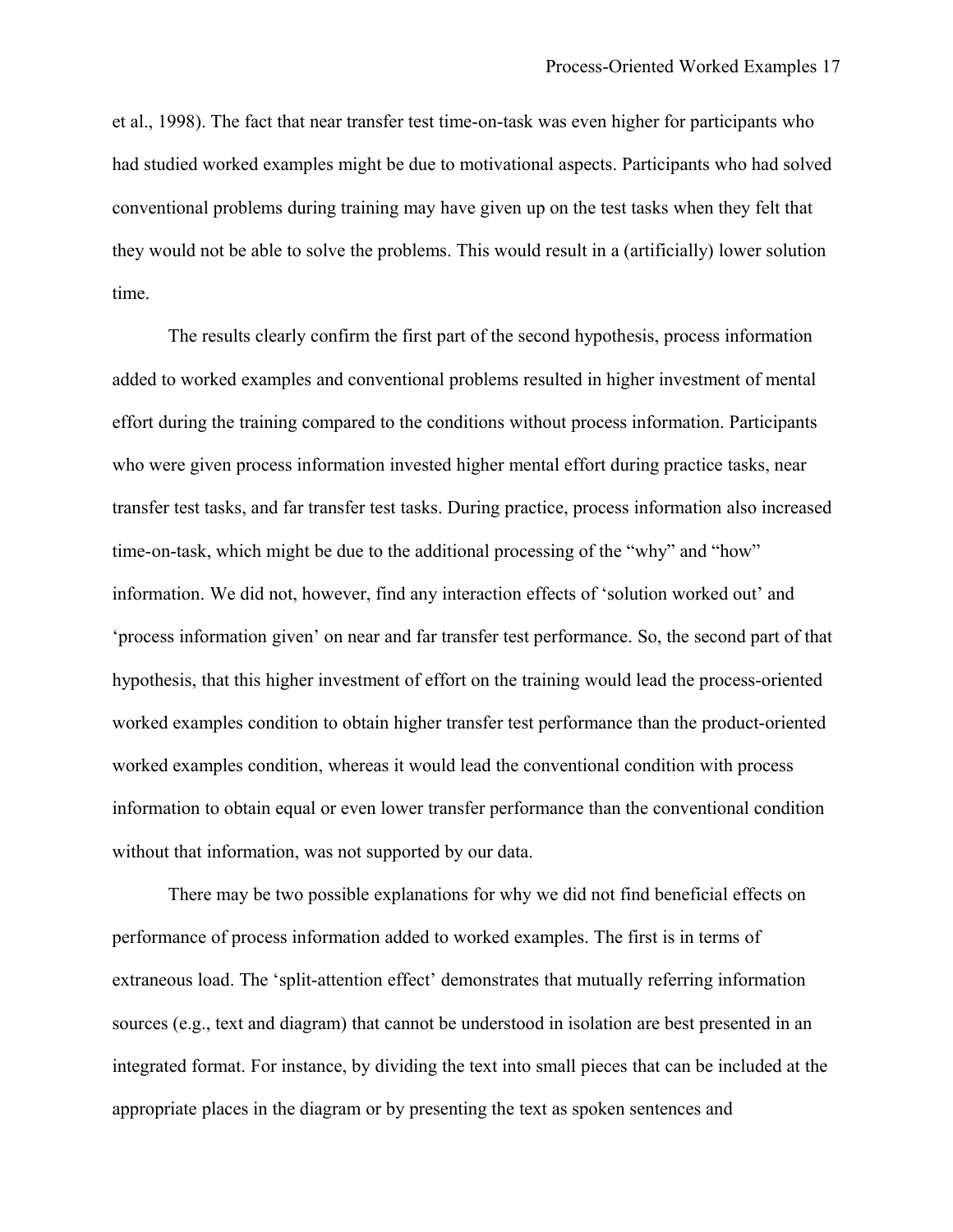et al., 1998). The fact that near transfer test time-on-task was even higher for participants who had studied worked examples might be due to motivational aspects. Participants who had solved conventional problems during training may have given up on the test tasks when they felt that they would not be able to solve the problems. This would result in a (artificially) lower solution time.

The results clearly confirm the first part of the second hypothesis, process information added to worked examples and conventional problems resulted in higher investment of mental effort during the training compared to the conditions without process information. Participants who were given process information invested higher mental effort during practice tasks, near transfer test tasks, and far transfer test tasks. During practice, process information also increased time-on-task, which might be due to the additional processing of the "why" and "how" information. We did not, however, find any interaction effects of 'solution worked out' and 'process information given' on near and far transfer test performance. So, the second part of that hypothesis, that this higher investment of effort on the training would lead the process-oriented worked examples condition to obtain higher transfer test performance than the product-oriented worked examples condition, whereas it would lead the conventional condition with process information to obtain equal or even lower transfer performance than the conventional condition without that information, was not supported by our data.

There may be two possible explanations for why we did not find beneficial effects on performance of process information added to worked examples. The first is in terms of extraneous load. The 'split-attention effect' demonstrates that mutually referring information sources (e.g., text and diagram) that cannot be understood in isolation are best presented in an integrated format. For instance, by dividing the text into small pieces that can be included at the appropriate places in the diagram or by presenting the text as spoken sentences and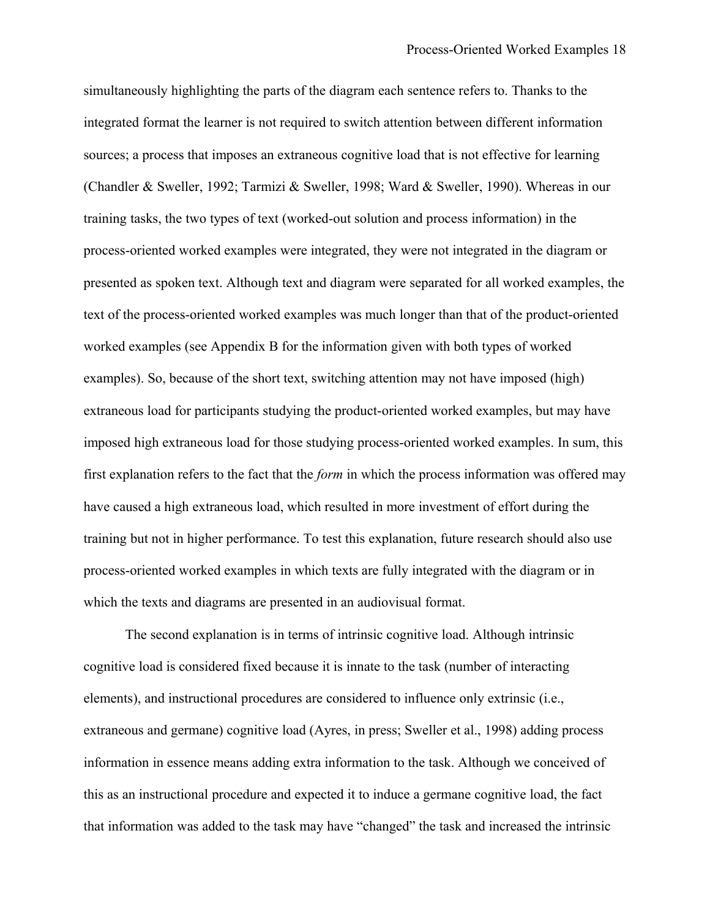simultaneously highlighting the parts of the diagram each sentence refers to. Thanks to the integrated format the learner is not required to switch attention between different information sources; a process that imposes an extraneous cognitive load that is not effective for learning (Chandler & Sweller, 1992; Tarmizi & Sweller, 1998; Ward & Sweller, 1990). Whereas in our training tasks, the two types of text (worked-out solution and process information) in the process-oriented worked examples were integrated, they were not integrated in the diagram or presented as spoken text. Although text and diagram were separated for all worked examples, the text of the process-oriented worked examples was much longer than that of the product-oriented worked examples (see Appendix B for the information given with both types of worked examples). So, because of the short text, switching attention may not have imposed (high) extraneous load for participants studying the product-oriented worked examples, but may have imposed high extraneous load for those studying process-oriented worked examples. In sum, this first explanation refers to the fact that the *form* in which the process information was offered may have caused a high extraneous load, which resulted in more investment of effort during the training but not in higher performance. To test this explanation, future research should also use process-oriented worked examples in which texts are fully integrated with the diagram or in which the texts and diagrams are presented in an audiovisual format.

The second explanation is in terms of intrinsic cognitive load. Although intrinsic cognitive load is considered fixed because it is innate to the task (number of interacting elements), and instructional procedures are considered to influence only extrinsic (i.e., extraneous and germane) cognitive load (Ayres, in press; Sweller et al., 1998) adding process information in essence means adding extra information to the task. Although we conceived of this as an instructional procedure and expected it to induce a germane cognitive load, the fact that information was added to the task may have "changed" the task and increased the intrinsic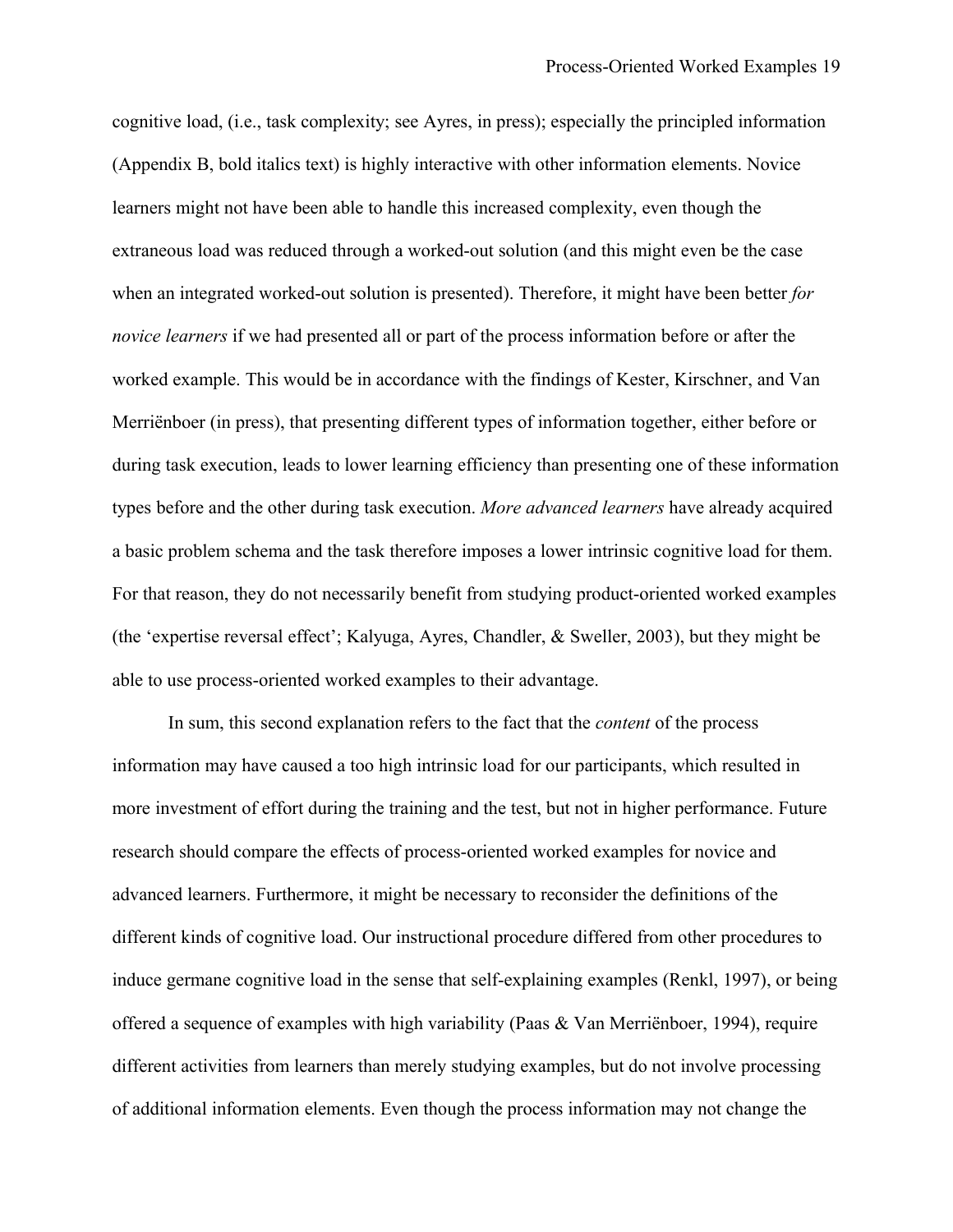cognitive load, (i.e., task complexity; see Ayres, in press); especially the principled information (Appendix B, bold italics text) is highly interactive with other information elements. Novice learners might not have been able to handle this increased complexity, even though the extraneous load was reduced through a worked-out solution (and this might even be the case when an integrated worked-out solution is presented). Therefore, it might have been better *for novice learners* if we had presented all or part of the process information before or after the worked example. This would be in accordance with the findings of Kester, Kirschner, and Van Merriënboer (in press), that presenting different types of information together, either before or during task execution, leads to lower learning efficiency than presenting one of these information types before and the other during task execution. *More advanced learners* have already acquired a basic problem schema and the task therefore imposes a lower intrinsic cognitive load for them. For that reason, they do not necessarily benefit from studying product-oriented worked examples (the 'expertise reversal effect'; Kalyuga, Ayres, Chandler, & Sweller, 2003), but they might be able to use process-oriented worked examples to their advantage.

In sum, this second explanation refers to the fact that the *content* of the process information may have caused a too high intrinsic load for our participants, which resulted in more investment of effort during the training and the test, but not in higher performance. Future research should compare the effects of process-oriented worked examples for novice and advanced learners. Furthermore, it might be necessary to reconsider the definitions of the different kinds of cognitive load. Our instructional procedure differed from other procedures to induce germane cognitive load in the sense that self-explaining examples (Renkl, 1997), or being offered a sequence of examples with high variability (Paas & Van Merriënboer, 1994), require different activities from learners than merely studying examples, but do not involve processing of additional information elements. Even though the process information may not change the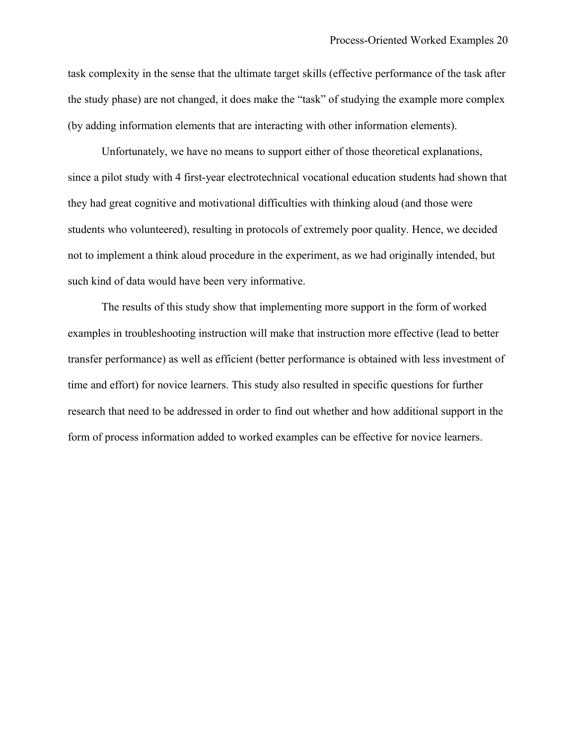task complexity in the sense that the ultimate target skills (effective performance of the task after the study phase) are not changed, it does make the "task" of studying the example more complex (by adding information elements that are interacting with other information elements).

Unfortunately, we have no means to support either of those theoretical explanations, since a pilot study with 4 first-year electrotechnical vocational education students had shown that they had great cognitive and motivational difficulties with thinking aloud (and those were students who volunteered), resulting in protocols of extremely poor quality. Hence, we decided not to implement a think aloud procedure in the experiment, as we had originally intended, but such kind of data would have been very informative.

The results of this study show that implementing more support in the form of worked examples in troubleshooting instruction will make that instruction more effective (lead to better transfer performance) as well as efficient (better performance is obtained with less investment of time and effort) for novice learners. This study also resulted in specific questions for further research that need to be addressed in order to find out whether and how additional support in the form of process information added to worked examples can be effective for novice learners.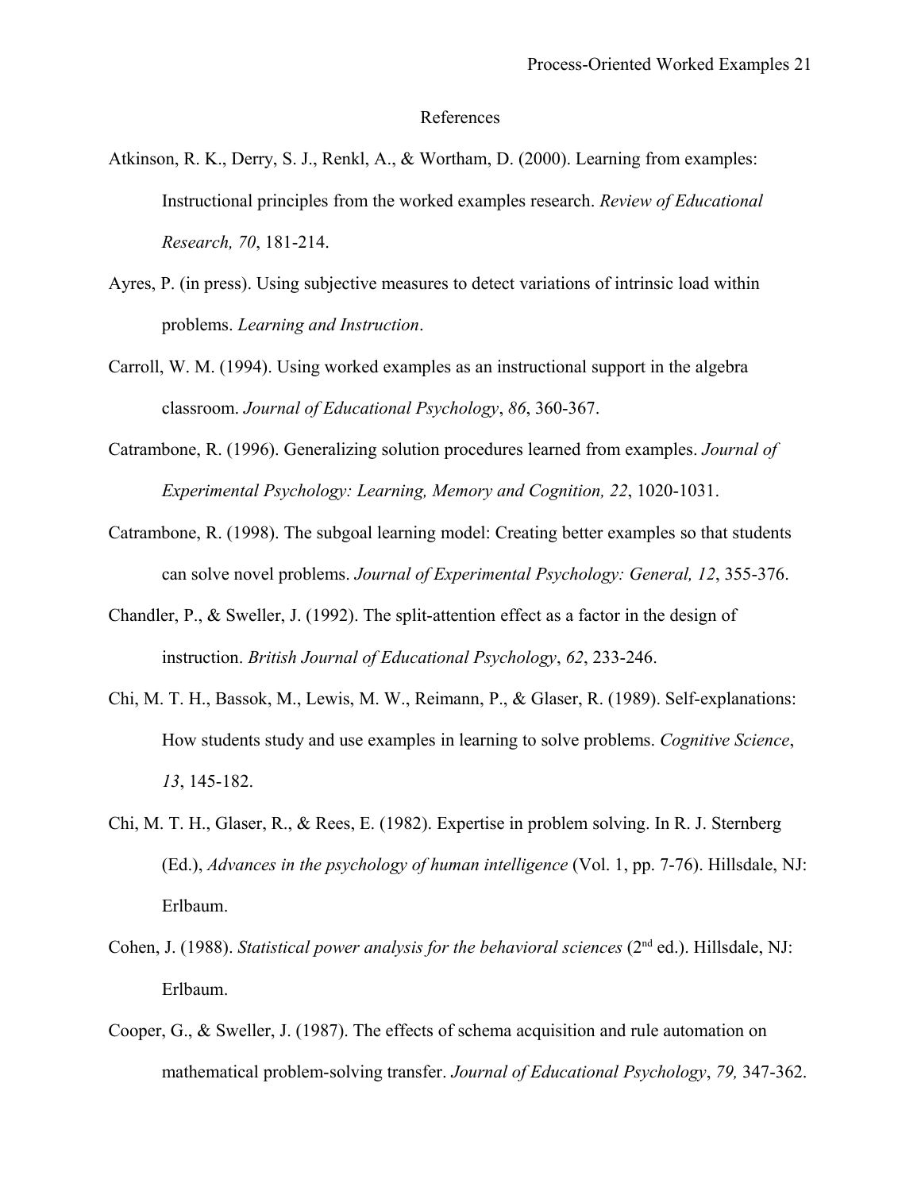# References

Atkinson, R. K., Derry, S. J., Renkl, A., & Wortham, D. (2000). Learning from examples: Instructional principles from the worked examples research. *Review of Educational Research, 70*, 181-214.

Ayres, P. (in press). Using subjective measures to detect variations of intrinsic load within problems. *Learning and Instruction*.

Carroll, W. M. (1994). Using worked examples as an instructional support in the algebra classroom. *Journal of Educational Psychology*, *86*, 360-367.

Catrambone, R. (1996). Generalizing solution procedures learned from examples. *Journal of Experimental Psychology: Learning, Memory and Cognition, 22*, 1020-1031.

Catrambone, R. (1998). The subgoal learning model: Creating better examples so that students can solve novel problems. *Journal of Experimental Psychology: General, 12*, 355-376.

Chandler, P., & Sweller, J. (1992). The split-attention effect as a factor in the design of instruction. *British Journal of Educational Psychology*, *62*, 233-246.

Chi, M. T. H., Bassok, M., Lewis, M. W., Reimann, P., & Glaser, R. (1989). Self-explanations: How students study and use examples in learning to solve problems. *Cognitive Science*, *13*, 145-182.

Chi, M. T. H., Glaser, R., & Rees, E. (1982). Expertise in problem solving. In R. J. Sternberg (Ed.), *Advances in the psychology of human intelligence* (Vol. 1, pp. 7-76). Hillsdale, NJ: Erlbaum.

Cohen, J. (1988). *Statistical power analysis for the behavioral sciences* (2nd ed.). Hillsdale, NJ: Erlbaum.

Cooper, G., & Sweller, J. (1987). The effects of schema acquisition and rule automation on mathematical problem-solving transfer. *Journal of Educational Psychology*, *79,* 347-362.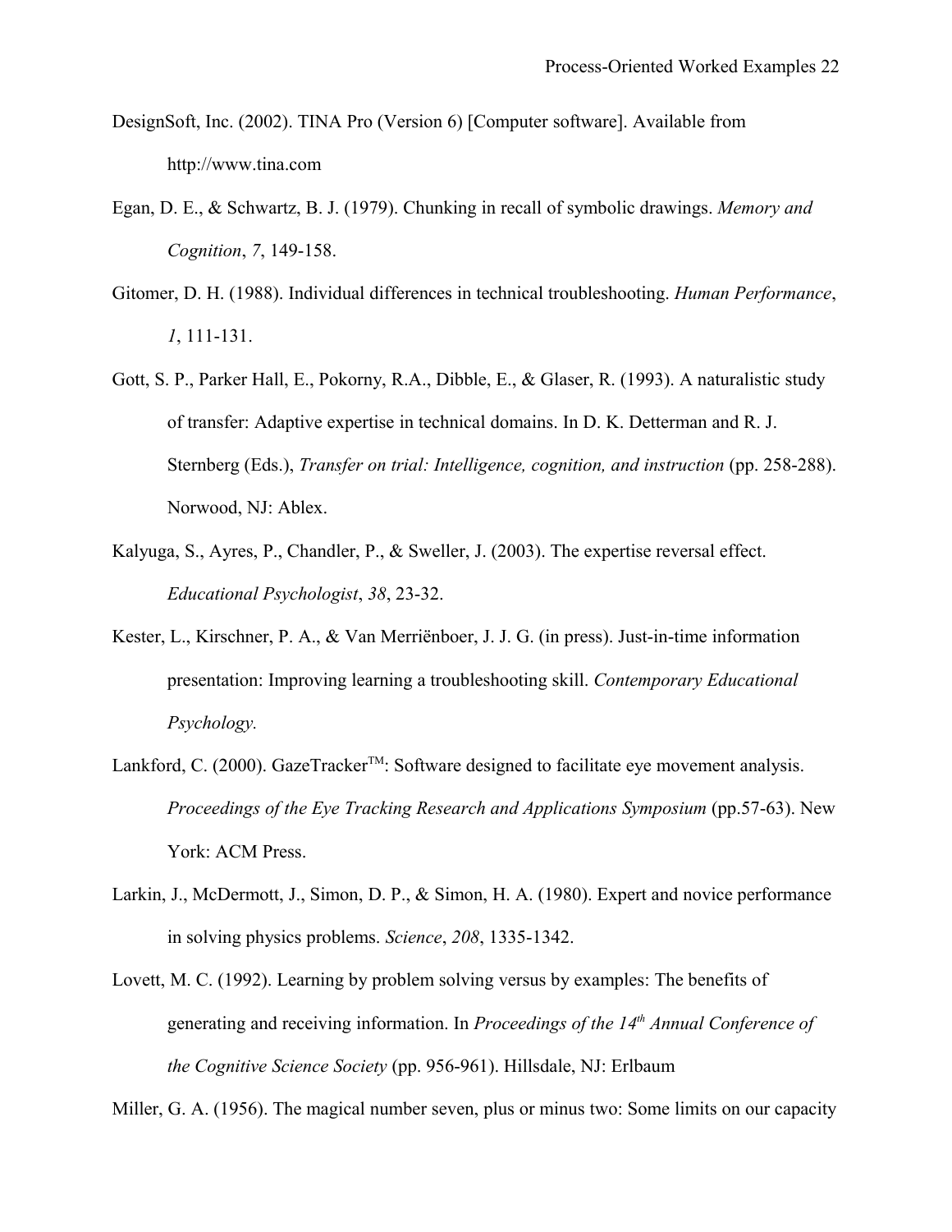DesignSoft, Inc. (2002). TINA Pro (Version 6) [Computer software]. Available from http://www.tina.com

Egan, D. E., & Schwartz, B. J. (1979). Chunking in recall of symbolic drawings. *Memory and Cognition*, *7*, 149-158.

Gitomer, D. H. (1988). Individual differences in technical troubleshooting. *Human Performance*, *1*, 111-131.

Gott, S. P., Parker Hall, E., Pokorny, R.A., Dibble, E., & Glaser, R. (1993). A naturalistic study of transfer: Adaptive expertise in technical domains. In D. K. Detterman and R. J. Sternberg (Eds.), *Transfer on trial: Intelligence, cognition, and instruction* (pp. 258-288). Norwood, NJ: Ablex.

Kalyuga, S., Ayres, P., Chandler, P., & Sweller, J. (2003). The expertise reversal effect. *Educational Psychologist*, *38*, 23-32.

Kester, L., Kirschner, P. A., & Van Merriënboer, J. J. G. (in press). Just-in-time information presentation: Improving learning a troubleshooting skill. *Contemporary Educational Psychology.*

Lankford, C. (2000). GazeTracker™: Software designed to facilitate eye movement analysis. *Proceedings of the Eye Tracking Research and Applications Symposium* (pp.57-63). New York: ACM Press.

Larkin, J., McDermott, J., Simon, D. P., & Simon, H. A. (1980). Expert and novice performance in solving physics problems. *Science*, *208*, 1335-1342.

Lovett, M. C. (1992). Learning by problem solving versus by examples: The benefits of generating and receiving information. In *Proceedings of the 14th Annual Conference of the Cognitive Science Society* (pp. 956-961). Hillsdale, NJ: Erlbaum

Miller, G. A. (1956). The magical number seven, plus or minus two: Some limits on our capacity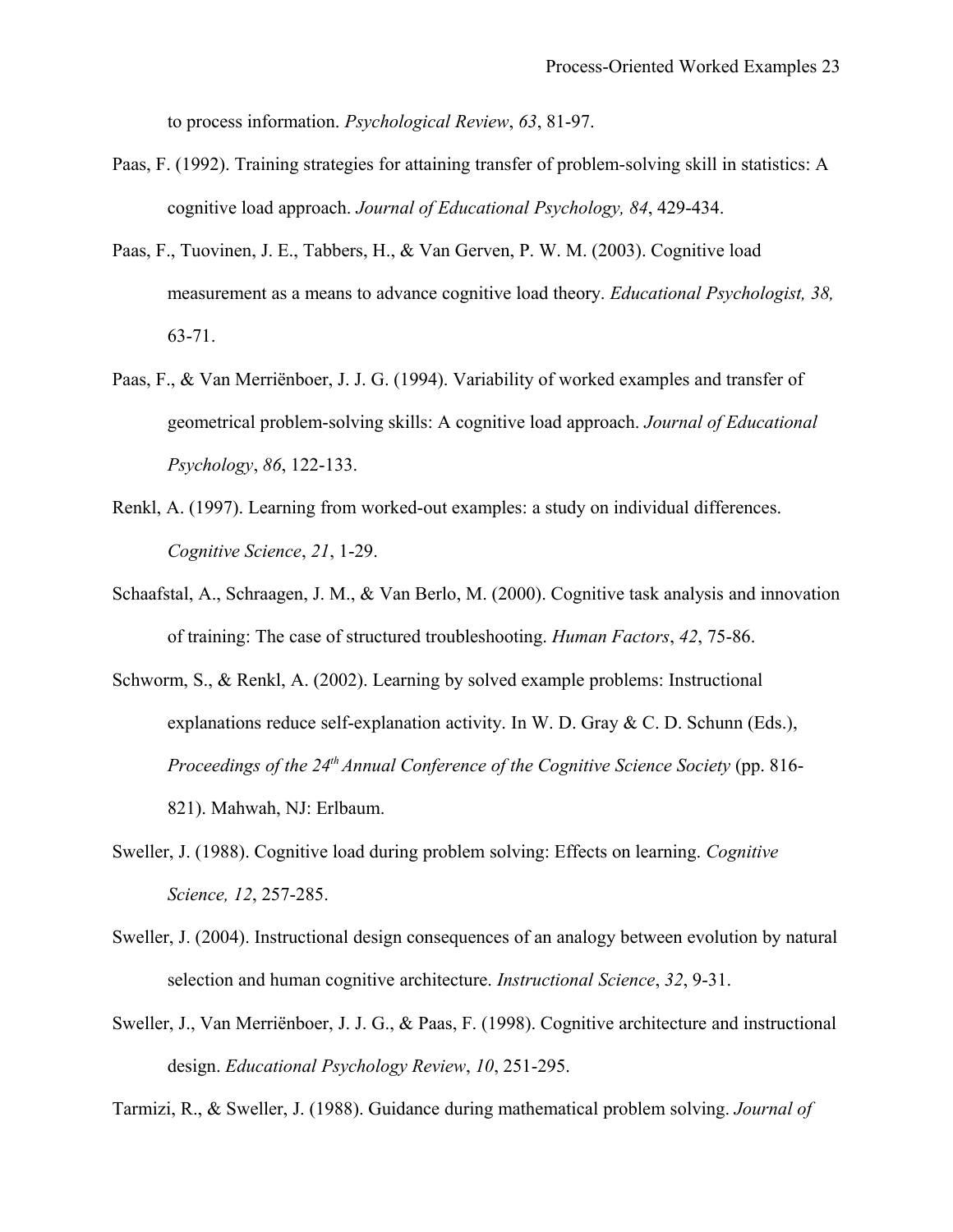to process information. *Psychological Review*, *63*, 81-97.

Paas, F. (1992). Training strategies for attaining transfer of problem-solving skill in statistics: A cognitive load approach. *Journal of Educational Psychology, 84*, 429-434.

Paas, F., Tuovinen, J. E., Tabbers, H., & Van Gerven, P. W. M. (2003). Cognitive load measurement as a means to advance cognitive load theory. *Educational Psychologist, 38,* 63-71.

Paas, F., & Van Merriënboer, J. J. G. (1994). Variability of worked examples and transfer of geometrical problem-solving skills: A cognitive load approach. *Journal of Educational Psychology*, *86*, 122-133.

Renkl, A. (1997). Learning from worked-out examples: a study on individual differences. *Cognitive Science*, *21*, 1-29.

Schaafstal, A., Schraagen, J. M., & Van Berlo, M. (2000). Cognitive task analysis and innovation of training: The case of structured troubleshooting. *Human Factors*, *42*, 75-86.

Schworm, S., & Renkl, A. (2002). Learning by solved example problems: Instructional explanations reduce self-explanation activity. In W. D. Gray & C. D. Schunn (Eds.), *Proceedings of the 24th Annual Conference of the Cognitive Science Society* (pp. 816-821). Mahwah, NJ: Erlbaum.

Sweller, J. (1988). Cognitive load during problem solving: Effects on learning. *Cognitive Science, 12*, 257-285.

Sweller, J. (2004). Instructional design consequences of an analogy between evolution by natural selection and human cognitive architecture. *Instructional Science*, *32*, 9-31.

Sweller, J., Van Merriënboer, J. J. G., & Paas, F. (1998). Cognitive architecture and instructional design. *Educational Psychology Review*, *10*, 251-295.

Tarmizi, R., & Sweller, J. (1988). Guidance during mathematical problem solving. *Journal of*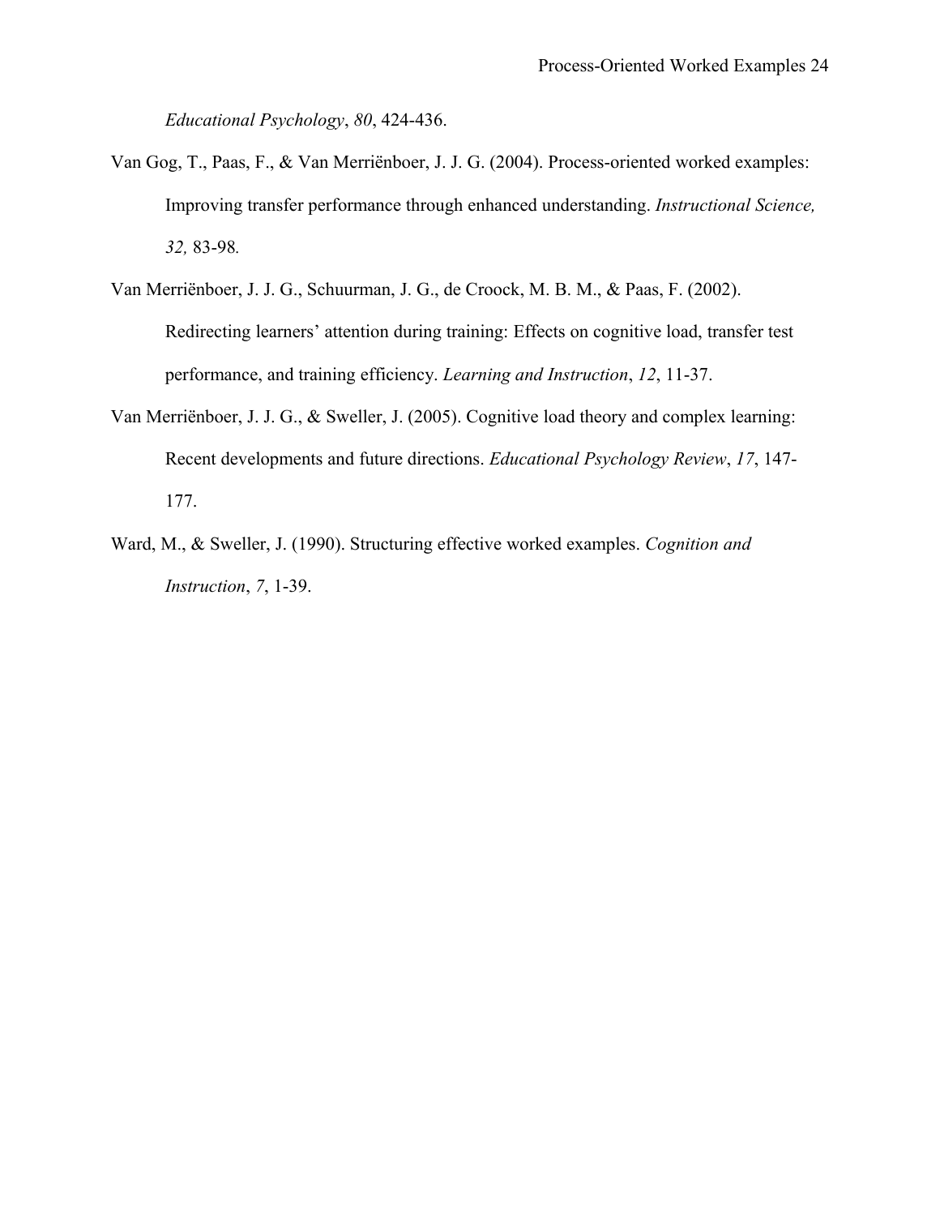*Educational Psychology*, *80*, 424-436.

Van Gog, T., Paas, F., & Van Merriënboer, J. J. G. (2004). Process-oriented worked examples: Improving transfer performance through enhanced understanding. *Instructional Science, 32,* 83-98*.*

Van Merriënboer, J. J. G., Schuurman, J. G., de Croock, M. B. M., & Paas, F. (2002). Redirecting learners' attention during training: Effects on cognitive load, transfer test performance, and training efficiency. *Learning and Instruction*, *12*, 11-37.

Van Merriënboer, J. J. G., & Sweller, J. (2005). Cognitive load theory and complex learning: Recent developments and future directions. *Educational Psychology Review*, *17*, 147-177.

Ward, M., & Sweller, J. (1990). Structuring effective worked examples. *Cognition and Instruction*, *7*, 1-39.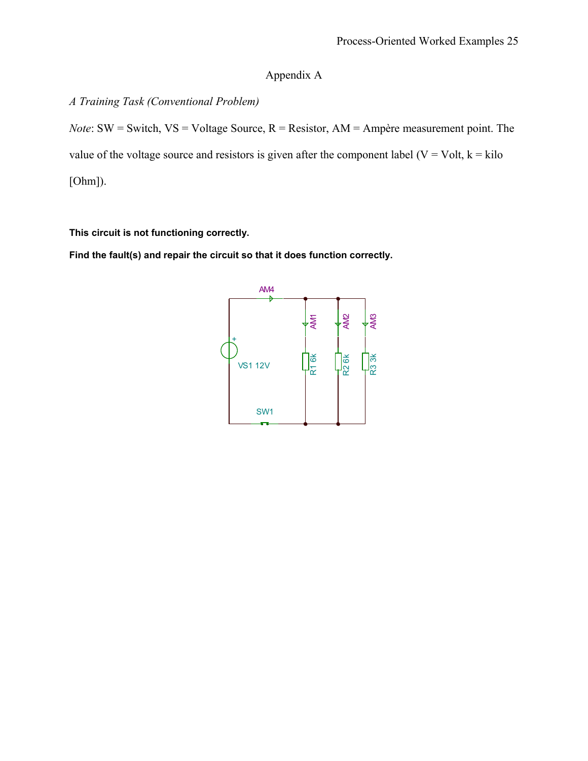## Appendix A

*A Training Task (Conventional Problem)*

*Note*: SW = Switch, VS = Voltage Source, R = Resistor, AM = Ampère measurement point. The value of the voltage source and resistors is given after the component label (V = Volt, k = kilo [Ohm]).

**This circuit is not functioning correctly.**

**Find the fault(s) and repair the circuit so that it does function correctly.**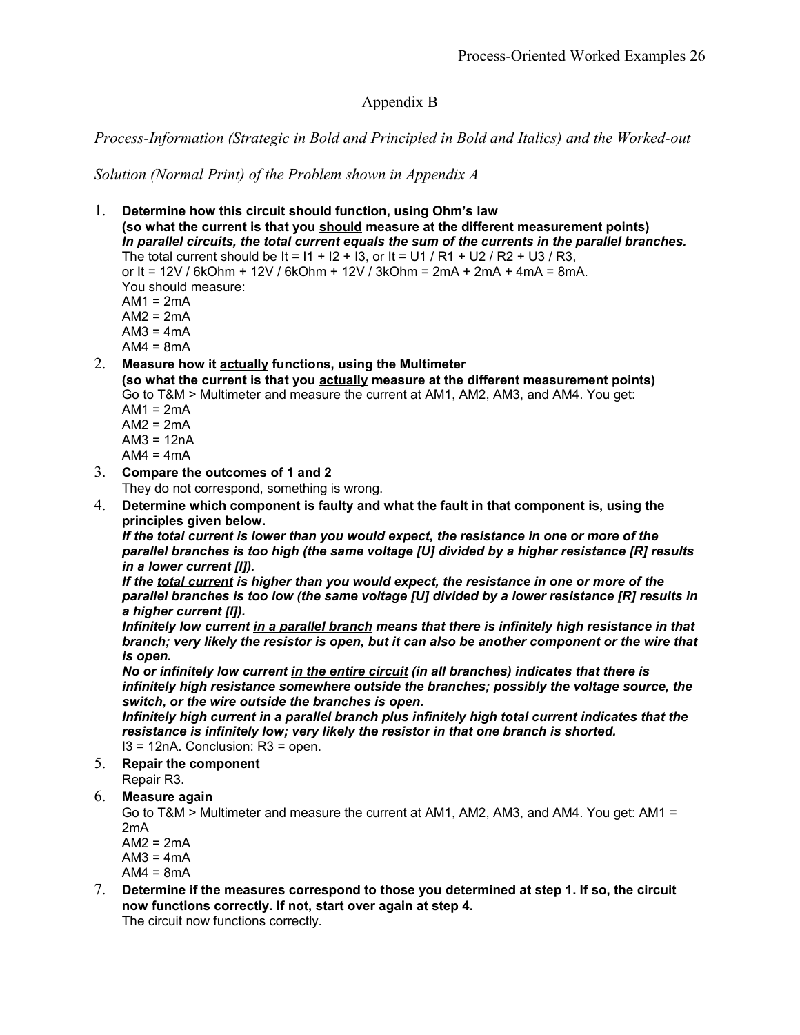# Appendix B

*Process-Information (Strategic in Bold and Principled in Bold and Italics) and the Worked-out Solution (Normal Print) of the Problem shown in Appendix A*

1. **Determine how this circuit should function, using Ohm's law**
   **(so what the current is that you should measure at the different measurement points)**
   ***In parallel circuits, the total current equals the sum of the currents in the parallel branches.***
   The total current should be It = I1 + I2 + I3, or It = U1 / R1 + U2 / R2 + U3 / R3,
   or It = 12V / 6kOhm + 12V / 6kOhm + 12V / 3kOhm = 2mA + 2mA + 4mA = 8mA.
   You should measure:
   AM1 = 2mA
   AM2 = 2mA
   AM3 = 4mA
   AM4 = 8mA
2. **Measure how it actually functions, using the Multimeter**
   **(so what the current is that you actually measure at the different measurement points)**
   Go to T&M > Multimeter and measure the current at AM1, AM2, AM3, and AM4. You get:
   AM1 = 2mA
   AM2 = 2mA
   AM3 = 12nA
   AM4 = 4mA
3. **Compare the outcomes of 1 and 2**
   They do not correspond, something is wrong.
4. **Determine which component is faulty and what the fault in that component is, using the principles given below.**
   ***If the total current is lower than you would expect, the resistance in one or more of the parallel branches is too high (the same voltage [U] divided by a higher resistance [R] results in a lower current [I]).***
   ***If the total current is higher than you would expect, the resistance in one or more of the parallel branches is too low (the same voltage [U] divided by a lower resistance [R] results in a higher current [I]).***
   ***Infinitely low current in a parallel branch means that there is infinitely high resistance in that branch; very likely the resistor is open, but it can also be another component or the wire that is open.***
   ***No or infinitely low current in the entire circuit (in all branches) indicates that there is infinitely high resistance somewhere outside the branches; possibly the voltage source, the switch, or the wire outside the branches is open.***
   ***Infinitely high current in a parallel branch plus infinitely high total current indicates that the resistance is infinitely low; very likely the resistor in that one branch is shorted.***
   I3 = 12nA. Conclusion: R3 = open.
5. **Repair the component**
   Repair R3.
6. **Measure again**
   Go to T&M > Multimeter and measure the current at AM1, AM2, AM3, and AM4. You get: AM1 = 2mA
   AM2 = 2mA
   AM3 = 4mA
   AM4 = 8mA
7. **Determine if the measures correspond to those you determined at step 1. If so, the circuit now functions correctly. If not, start over again at step 4.**
   The circuit now functions correctly.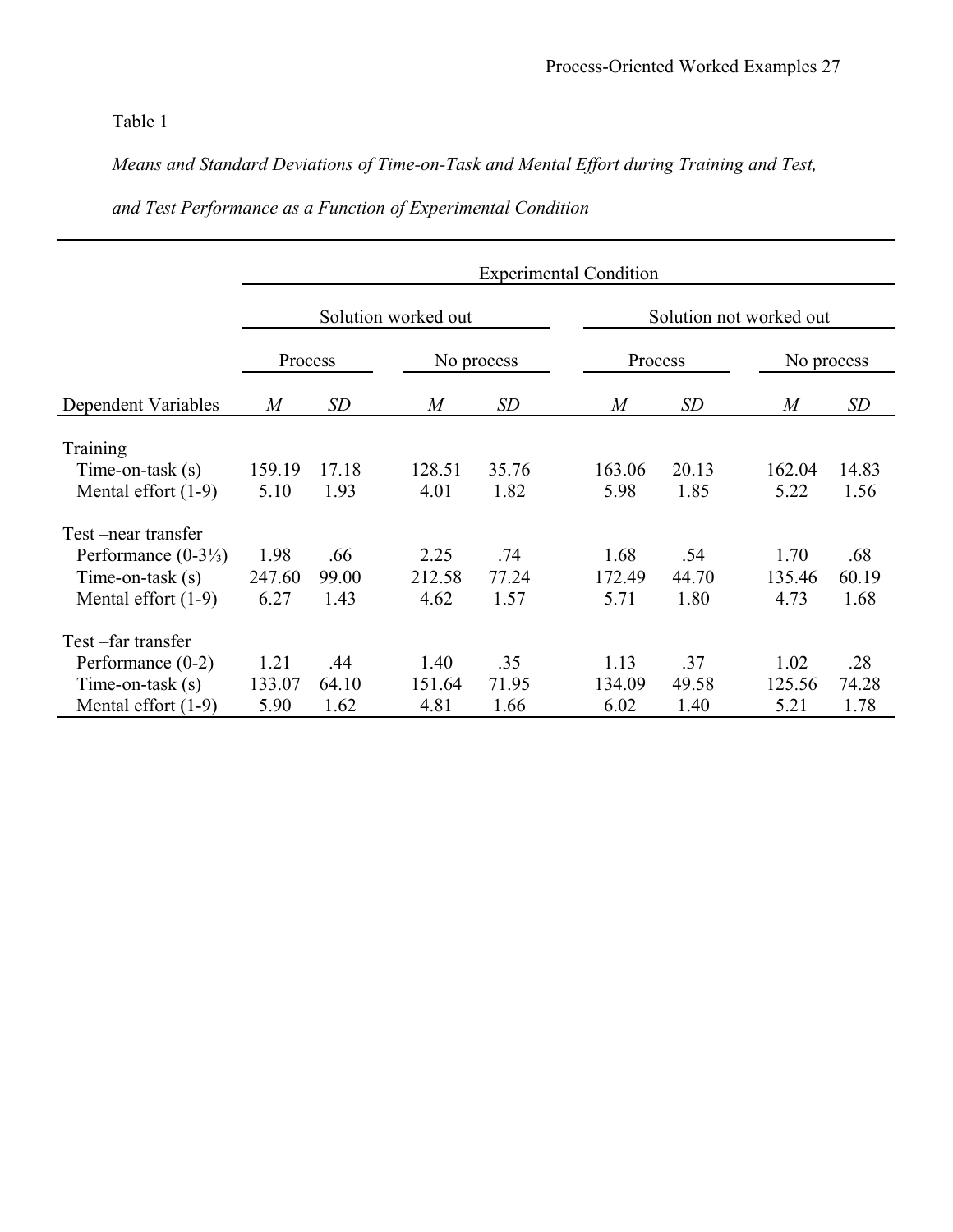Table 1

*Means and Standard Deviations of Time-on-Task and Mental Effort during Training and Test, and Test Performance as a Function of Experimental Condition*

| | Experimental Condition | | | | | | | |
|---|---|---|---|---|---|---|---|---|
| | Solution worked out | | | | Solution not worked out | | | |
| | Process | | No process | | Process | | No process | |
| Dependent Variables | *M* | *SD* | *M* | *SD* | *M* | *SD* | *M* | *SD* |
| Training | | | | | | | | |
| Time-on-task (s) | 159.19 | 17.18 | 128.51 | 35.76 | 163.06 | 20.13 | 162.04 | 14.83 |
| Mental effort (1-9) | 5.10 | 1.93 | 4.01 | 1.82 | 5.98 | 1.85 | 5.22 | 1.56 |
| Test –near transfer | | | | | | | | |
| Performance (0-3⅓) | 1.98 | .66 | 2.25 | .74 | 1.68 | .54 | 1.70 | .68 |
| Time-on-task (s) | 247.60 | 99.00 | 212.58 | 77.24 | 172.49 | 44.70 | 135.46 | 60.19 |
| Mental effort (1-9) | 6.27 | 1.43 | 4.62 | 1.57 | 5.71 | 1.80 | 4.73 | 1.68 |
| Test –far transfer | | | | | | | | |
| Performance (0-2) | 1.21 | .44 | 1.40 | .35 | 1.13 | .37 | 1.02 | .28 |
| Time-on-task (s) | 133.07 | 64.10 | 151.64 | 71.95 | 134.09 | 49.58 | 125.56 | 74.28 |
| Mental effort (1-9) | 5.90 | 1.62 | 4.81 | 1.66 | 6.02 | 1.40 | 5.21 | 1.78 |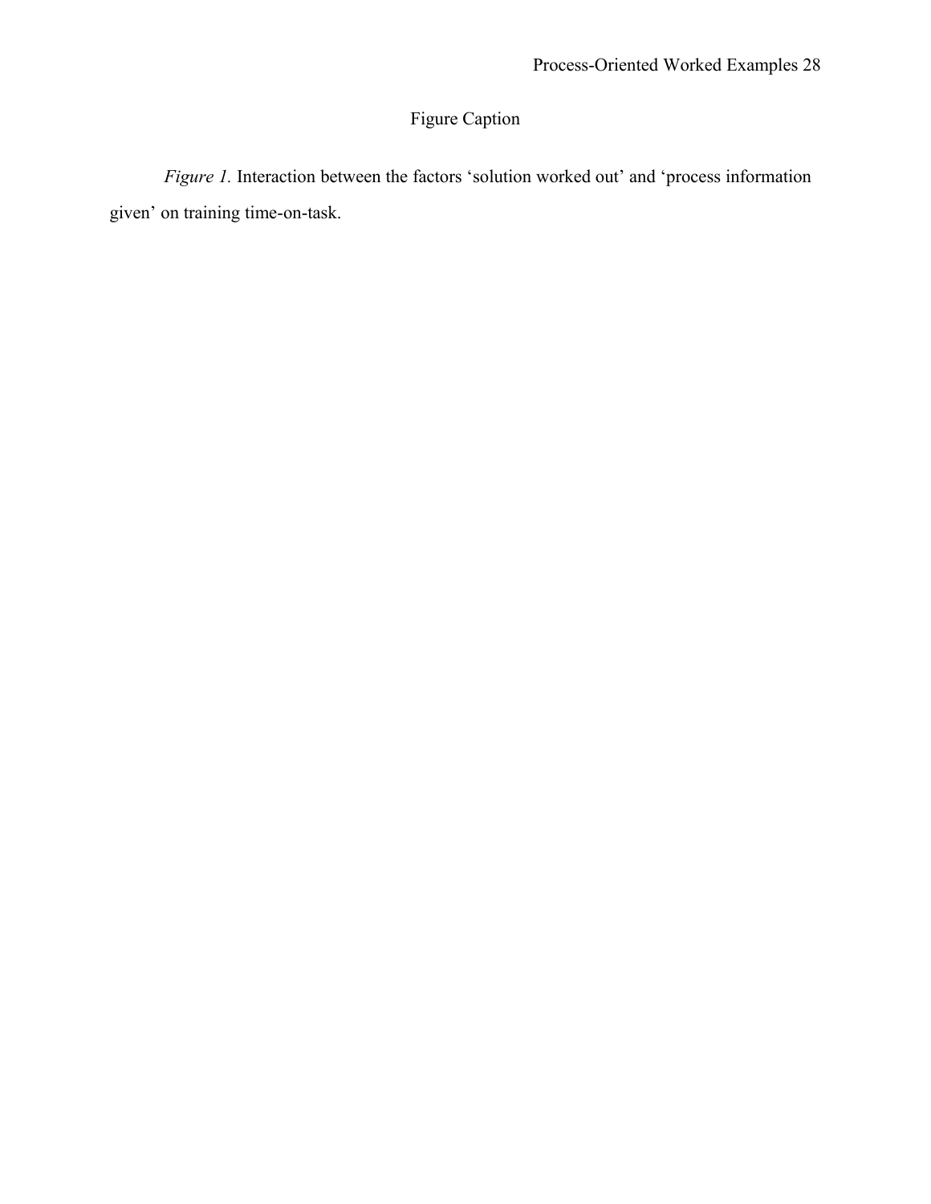# Figure Caption

*Figure 1.* Interaction between the factors 'solution worked out' and 'process information given' on training time-on-task.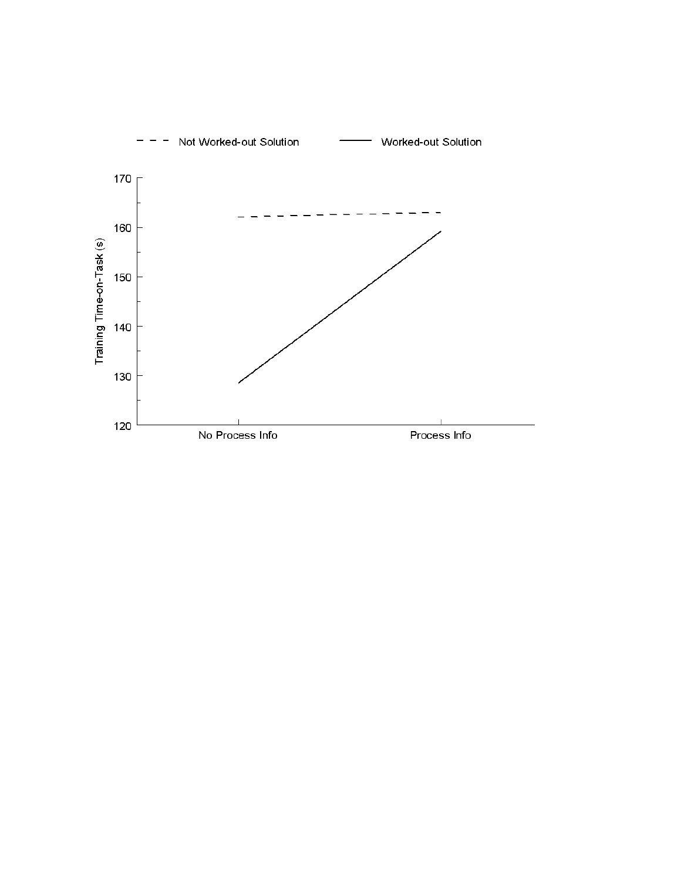Not Worked-out Solution

Worked-out Solution

Training Time-on-Task (s)

170

160

150

140

130

120

No Process Info

Process Info